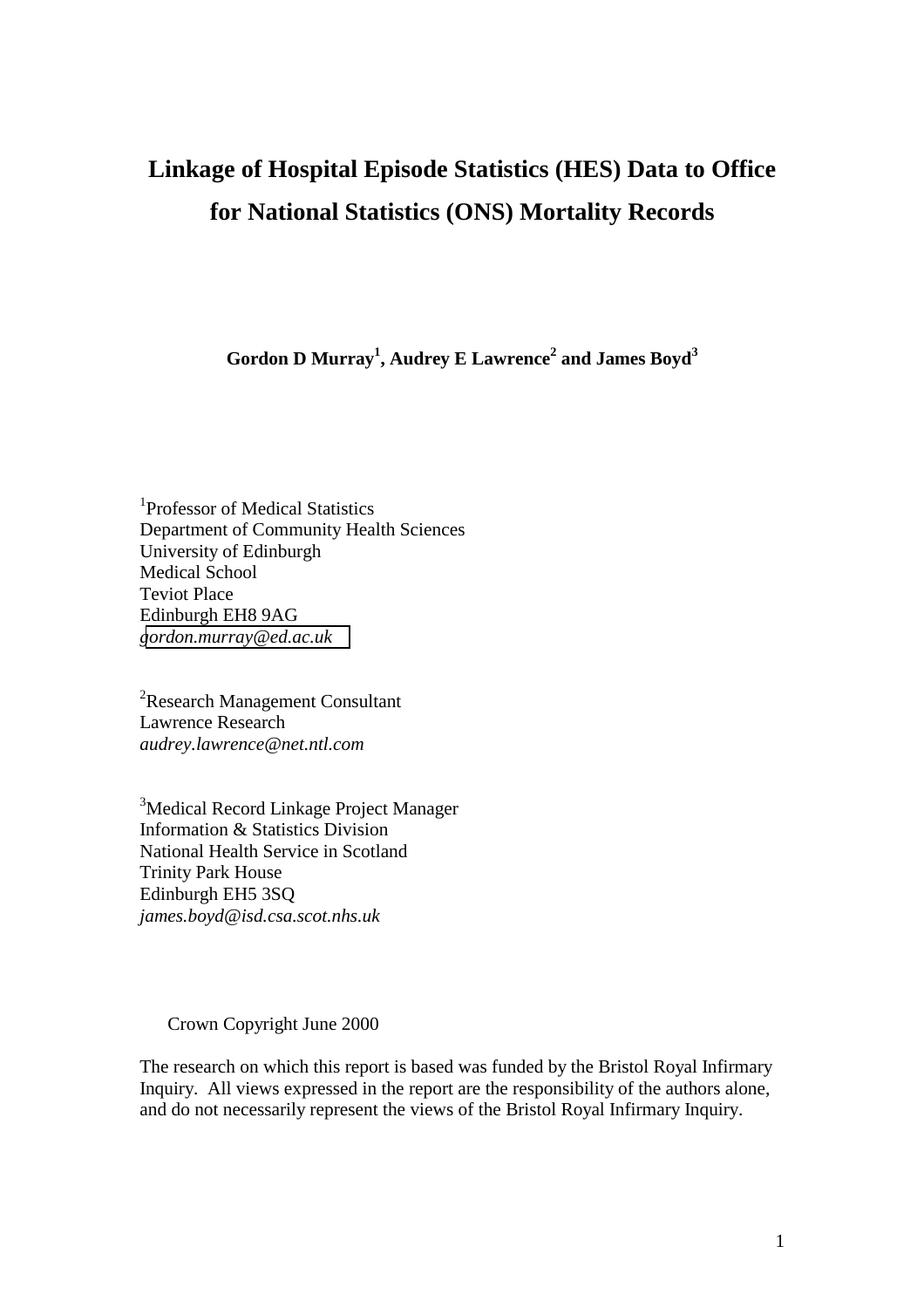# Linkage of Hospital Episode Statistics (HES) Data to Office for National Statistics (ONS) Mortality Records

**Gordon D Murray[1], Audrey E Lawrence[2] and James Boyd[3]**

[1]Professor of Medical Statistics
Department of Community Health Sciences
University of Edinburgh
Medical School
Teviot Place
Edinburgh EH8 9AG
*gordon.murray@ed.ac.uk*

[2]Research Management Consultant
Lawrence Research
*audrey.lawrence@net.ntl.com*

[3]Medical Record Linkage Project Manager
Information & Statistics Division
National Health Service in Scotland
Trinity Park House
Edinburgh EH5 3SQ
*james.boyd@isd.csa.scot.nhs.uk*

Crown Copyright June 2000

The research on which this report is based was funded by the Bristol Royal Infirmary Inquiry. All views expressed in the report are the responsibility of the authors alone, and do not necessarily represent the views of the Bristol Royal Infirmary Inquiry.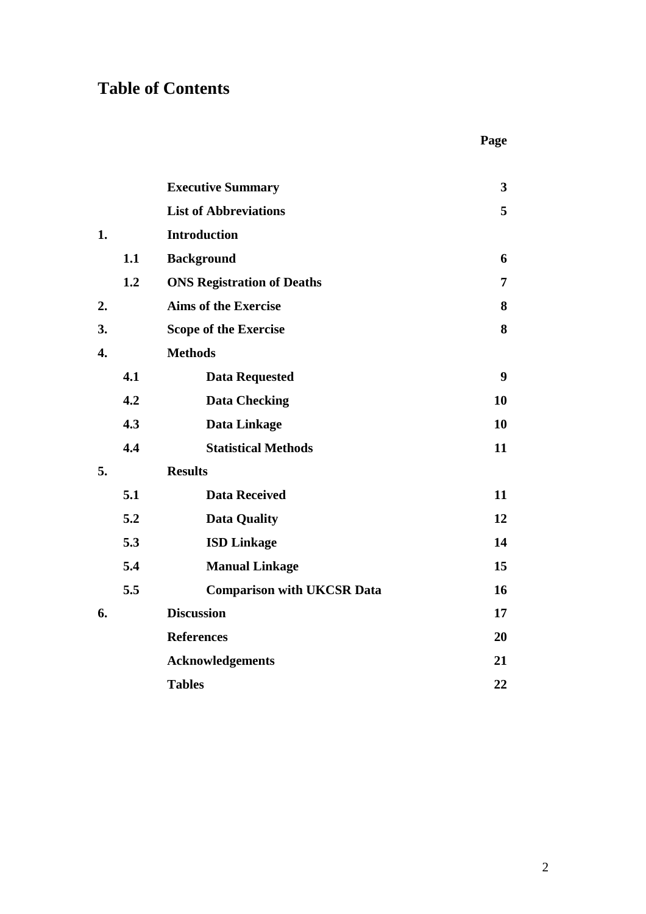# Table of Contents

| | | | Page |
|---|---|---|---|
| | | **Executive Summary** | **3** |
| | | **List of Abbreviations** | **5** |
| **1.** | | **Introduction** | |
| | **1.1** | **Background** | **6** |
| | **1.2** | **ONS Registration of Deaths** | **7** |
| **2.** | | **Aims of the Exercise** | **8** |
| **3.** | | **Scope of the Exercise** | **8** |
| **4.** | | **Methods** | |
| | **4.1** | **Data Requested** | **9** |
| | **4.2** | **Data Checking** | **10** |
| | **4.3** | **Data Linkage** | **10** |
| | **4.4** | **Statistical Methods** | **11** |
| **5.** | | **Results** | |
| | **5.1** | **Data Received** | **11** |
| | **5.2** | **Data Quality** | **12** |
| | **5.3** | **ISD Linkage** | **14** |
| | **5.4** | **Manual Linkage** | **15** |
| | **5.5** | **Comparison with UKCSR Data** | **16** |
| **6.** | | **Discussion** | **17** |
| | | **References** | **20** |
| | | **Acknowledgements** | **21** |
| | | **Tables** | **22** |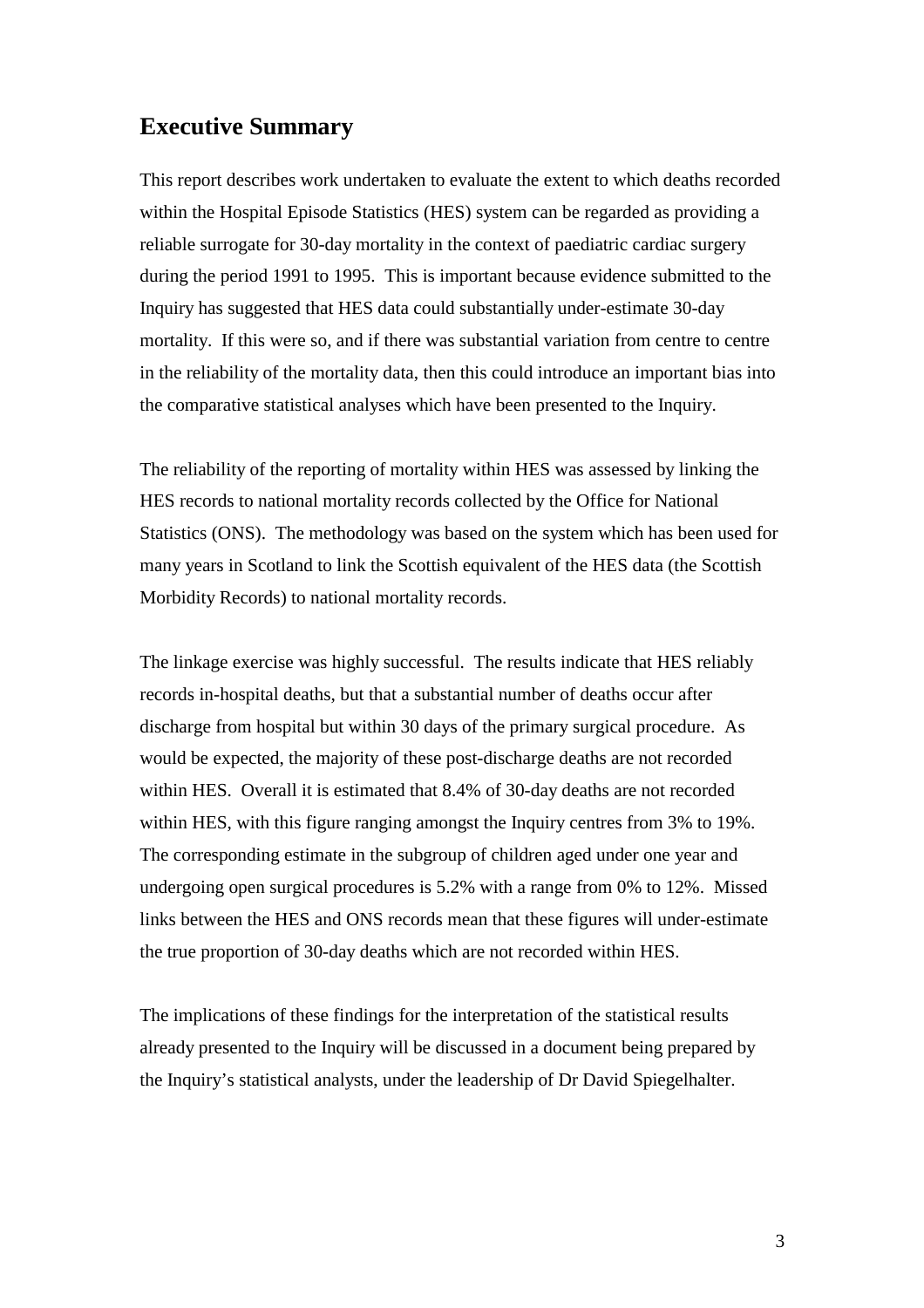## Executive Summary

This report describes work undertaken to evaluate the extent to which deaths recorded within the Hospital Episode Statistics (HES) system can be regarded as providing a reliable surrogate for 30-day mortality in the context of paediatric cardiac surgery during the period 1991 to 1995. This is important because evidence submitted to the Inquiry has suggested that HES data could substantially under-estimate 30-day mortality. If this were so, and if there was substantial variation from centre to centre in the reliability of the mortality data, then this could introduce an important bias into the comparative statistical analyses which have been presented to the Inquiry.

The reliability of the reporting of mortality within HES was assessed by linking the HES records to national mortality records collected by the Office for National Statistics (ONS). The methodology was based on the system which has been used for many years in Scotland to link the Scottish equivalent of the HES data (the Scottish Morbidity Records) to national mortality records.

The linkage exercise was highly successful. The results indicate that HES reliably records in-hospital deaths, but that a substantial number of deaths occur after discharge from hospital but within 30 days of the primary surgical procedure. As would be expected, the majority of these post-discharge deaths are not recorded within HES. Overall it is estimated that 8.4% of 30-day deaths are not recorded within HES, with this figure ranging amongst the Inquiry centres from 3% to 19%. The corresponding estimate in the subgroup of children aged under one year and undergoing open surgical procedures is 5.2% with a range from 0% to 12%. Missed links between the HES and ONS records mean that these figures will under-estimate the true proportion of 30-day deaths which are not recorded within HES.

The implications of these findings for the interpretation of the statistical results already presented to the Inquiry will be discussed in a document being prepared by the Inquiry's statistical analysts, under the leadership of Dr David Spiegelhalter.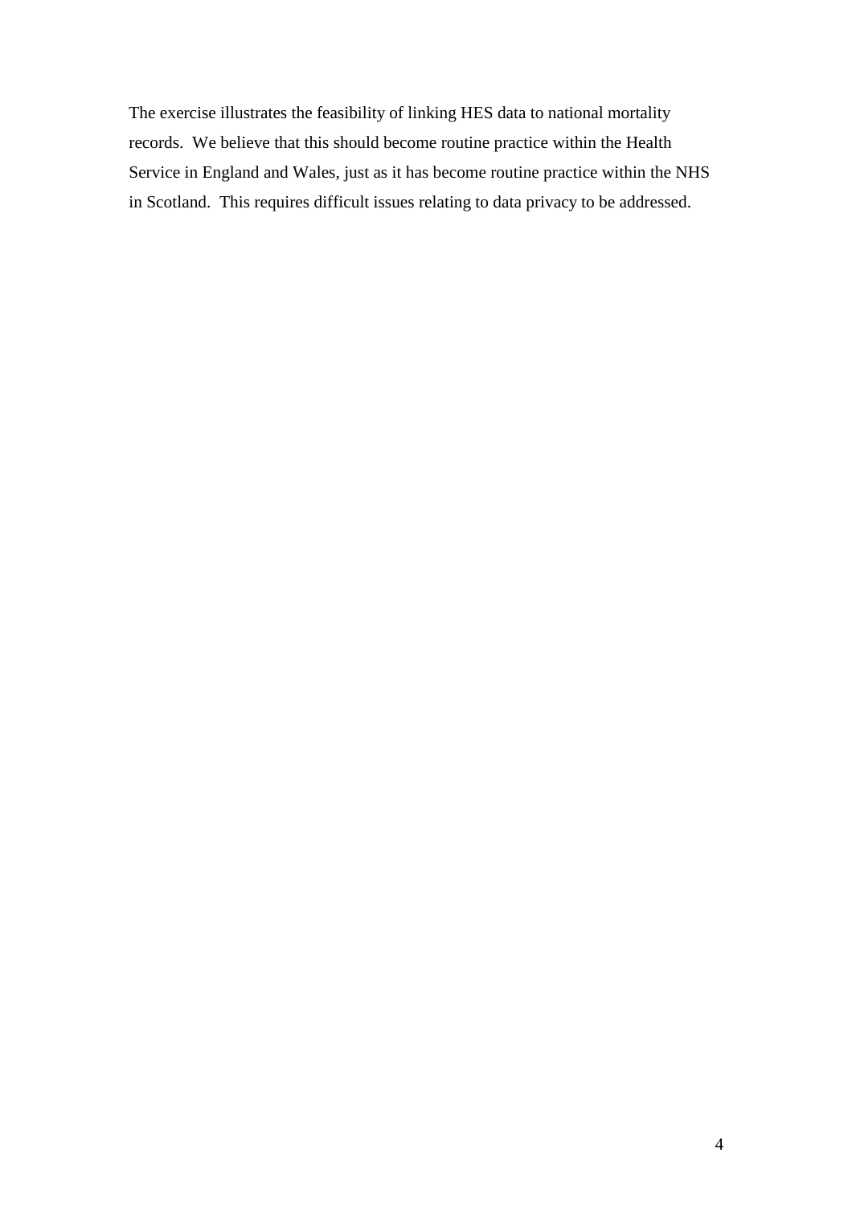The exercise illustrates the feasibility of linking HES data to national mortality records. We believe that this should become routine practice within the Health Service in England and Wales, just as it has become routine practice within the NHS in Scotland. This requires difficult issues relating to data privacy to be addressed.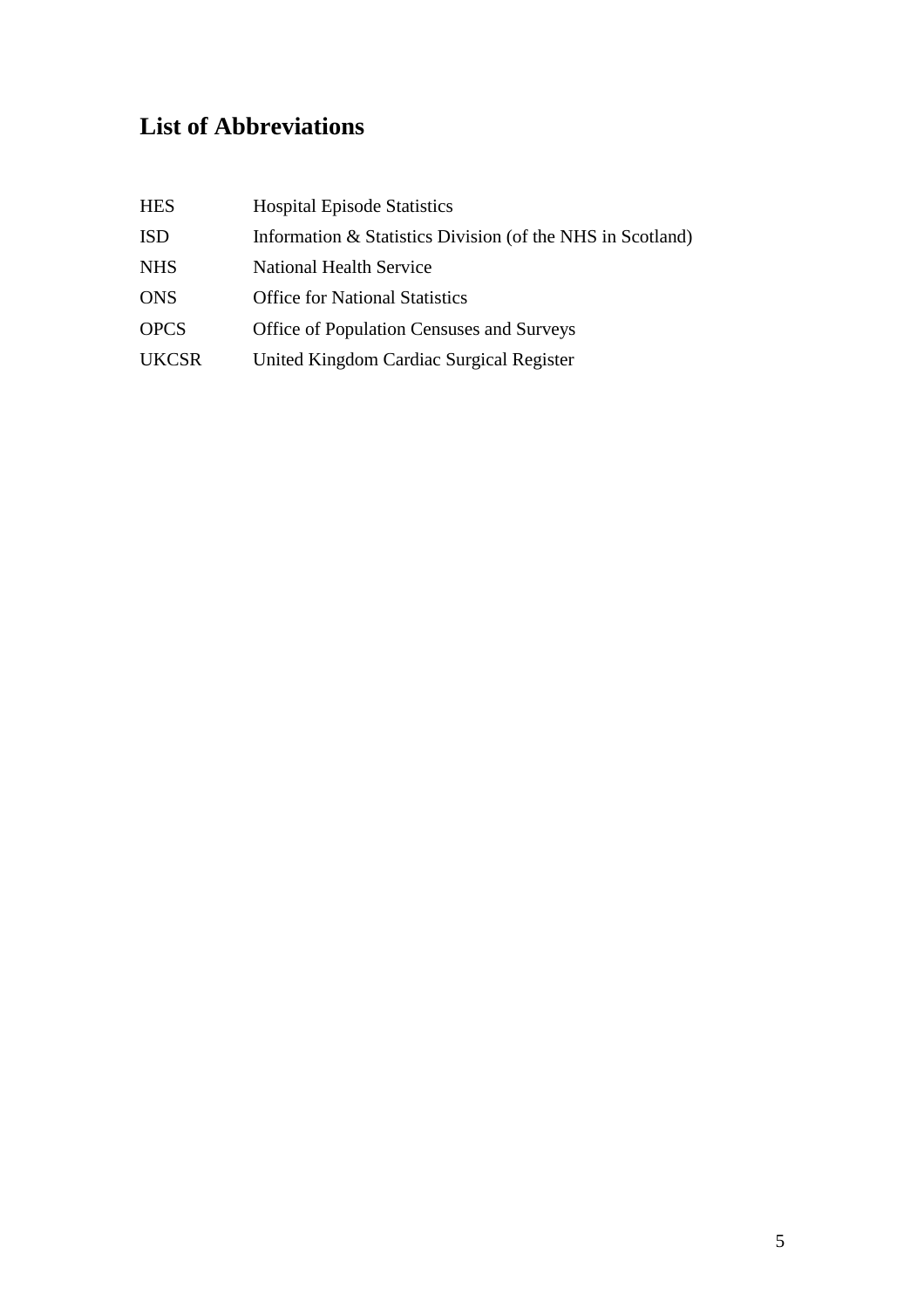## List of Abbreviations

| | |
|---|---|
| HES | Hospital Episode Statistics |
| ISD | Information & Statistics Division (of the NHS in Scotland) |
| NHS | National Health Service |
| ONS | Office for National Statistics |
| OPCS | Office of Population Censuses and Surveys |
| UKCSR | United Kingdom Cardiac Surgical Register |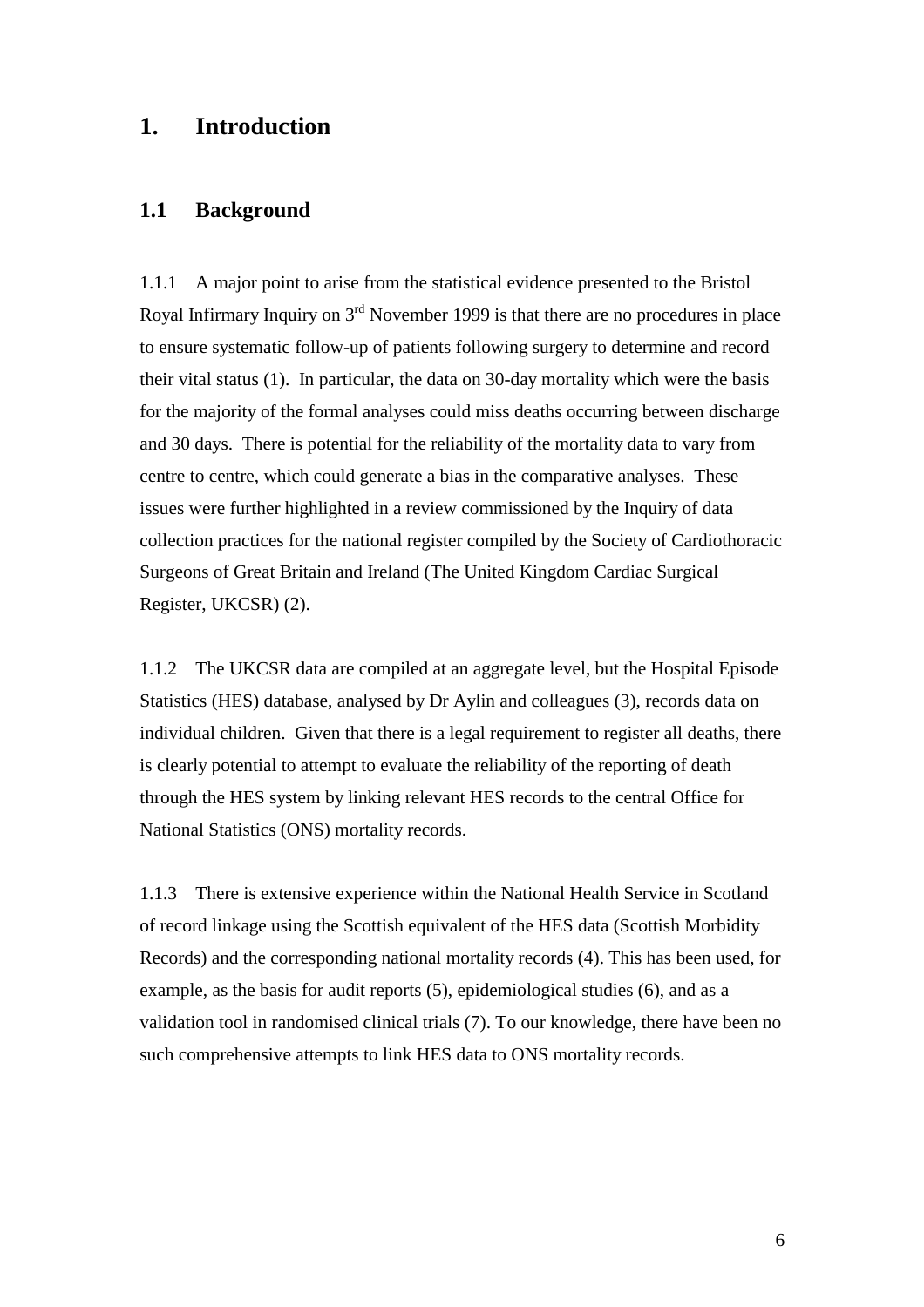# 1. Introduction

## 1.1 Background

1.1.1 A major point to arise from the statistical evidence presented to the Bristol Royal Infirmary Inquiry on 3rd November 1999 is that there are no procedures in place to ensure systematic follow-up of patients following surgery to determine and record their vital status (1). In particular, the data on 30-day mortality which were the basis for the majority of the formal analyses could miss deaths occurring between discharge and 30 days. There is potential for the reliability of the mortality data to vary from centre to centre, which could generate a bias in the comparative analyses. These issues were further highlighted in a review commissioned by the Inquiry of data collection practices for the national register compiled by the Society of Cardiothoracic Surgeons of Great Britain and Ireland (The United Kingdom Cardiac Surgical Register, UKCSR) (2).

1.1.2 The UKCSR data are compiled at an aggregate level, but the Hospital Episode Statistics (HES) database, analysed by Dr Aylin and colleagues (3), records data on individual children. Given that there is a legal requirement to register all deaths, there is clearly potential to attempt to evaluate the reliability of the reporting of death through the HES system by linking relevant HES records to the central Office for National Statistics (ONS) mortality records.

1.1.3 There is extensive experience within the National Health Service in Scotland of record linkage using the Scottish equivalent of the HES data (Scottish Morbidity Records) and the corresponding national mortality records (4). This has been used, for example, as the basis for audit reports (5), epidemiological studies (6), and as a validation tool in randomised clinical trials (7). To our knowledge, there have been no such comprehensive attempts to link HES data to ONS mortality records.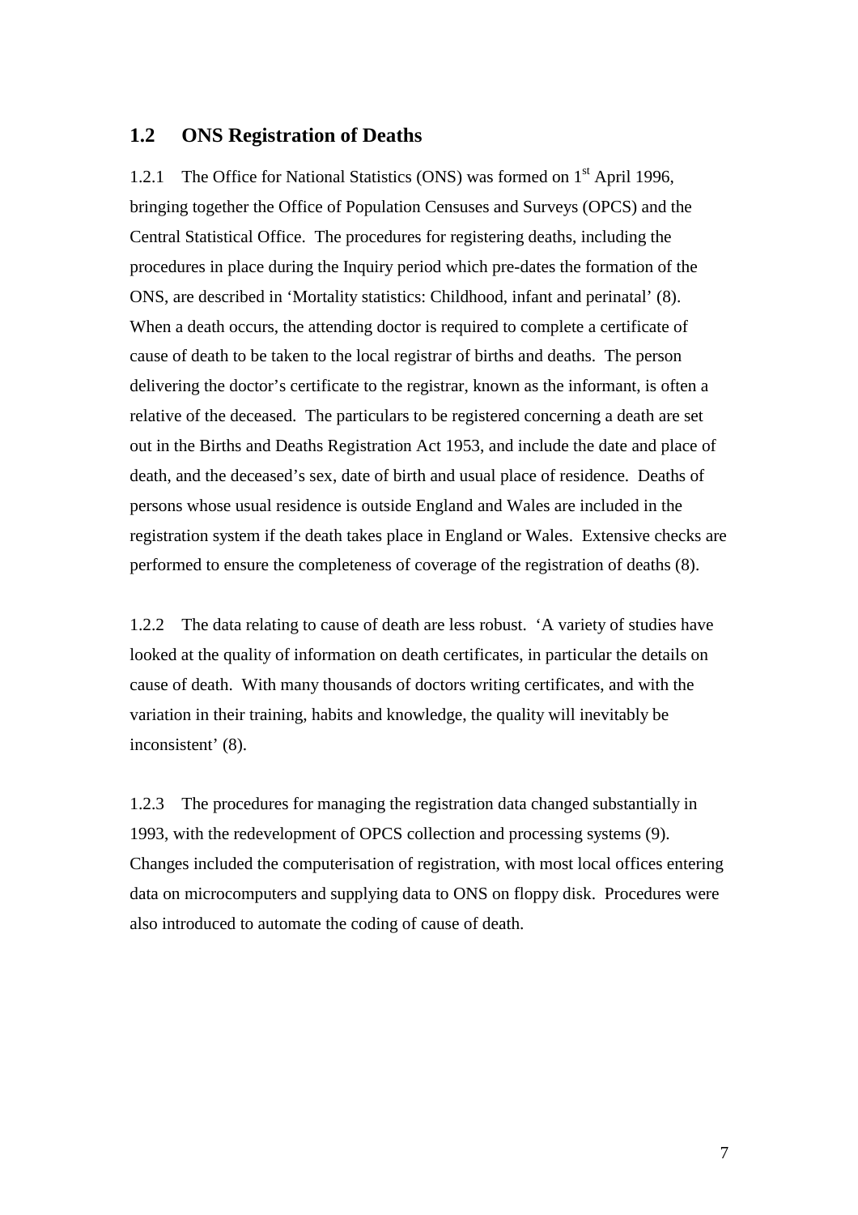## 1.2 ONS Registration of Deaths

1.2.1 The Office for National Statistics (ONS) was formed on 1st April 1996, bringing together the Office of Population Censuses and Surveys (OPCS) and the Central Statistical Office. The procedures for registering deaths, including the procedures in place during the Inquiry period which pre-dates the formation of the ONS, are described in 'Mortality statistics: Childhood, infant and perinatal' (8). When a death occurs, the attending doctor is required to complete a certificate of cause of death to be taken to the local registrar of births and deaths. The person delivering the doctor's certificate to the registrar, known as the informant, is often a relative of the deceased. The particulars to be registered concerning a death are set out in the Births and Deaths Registration Act 1953, and include the date and place of death, and the deceased's sex, date of birth and usual place of residence. Deaths of persons whose usual residence is outside England and Wales are included in the registration system if the death takes place in England or Wales. Extensive checks are performed to ensure the completeness of coverage of the registration of deaths (8).

1.2.2 The data relating to cause of death are less robust. 'A variety of studies have looked at the quality of information on death certificates, in particular the details on cause of death. With many thousands of doctors writing certificates, and with the variation in their training, habits and knowledge, the quality will inevitably be inconsistent' (8).

1.2.3 The procedures for managing the registration data changed substantially in 1993, with the redevelopment of OPCS collection and processing systems (9). Changes included the computerisation of registration, with most local offices entering data on microcomputers and supplying data to ONS on floppy disk. Procedures were also introduced to automate the coding of cause of death.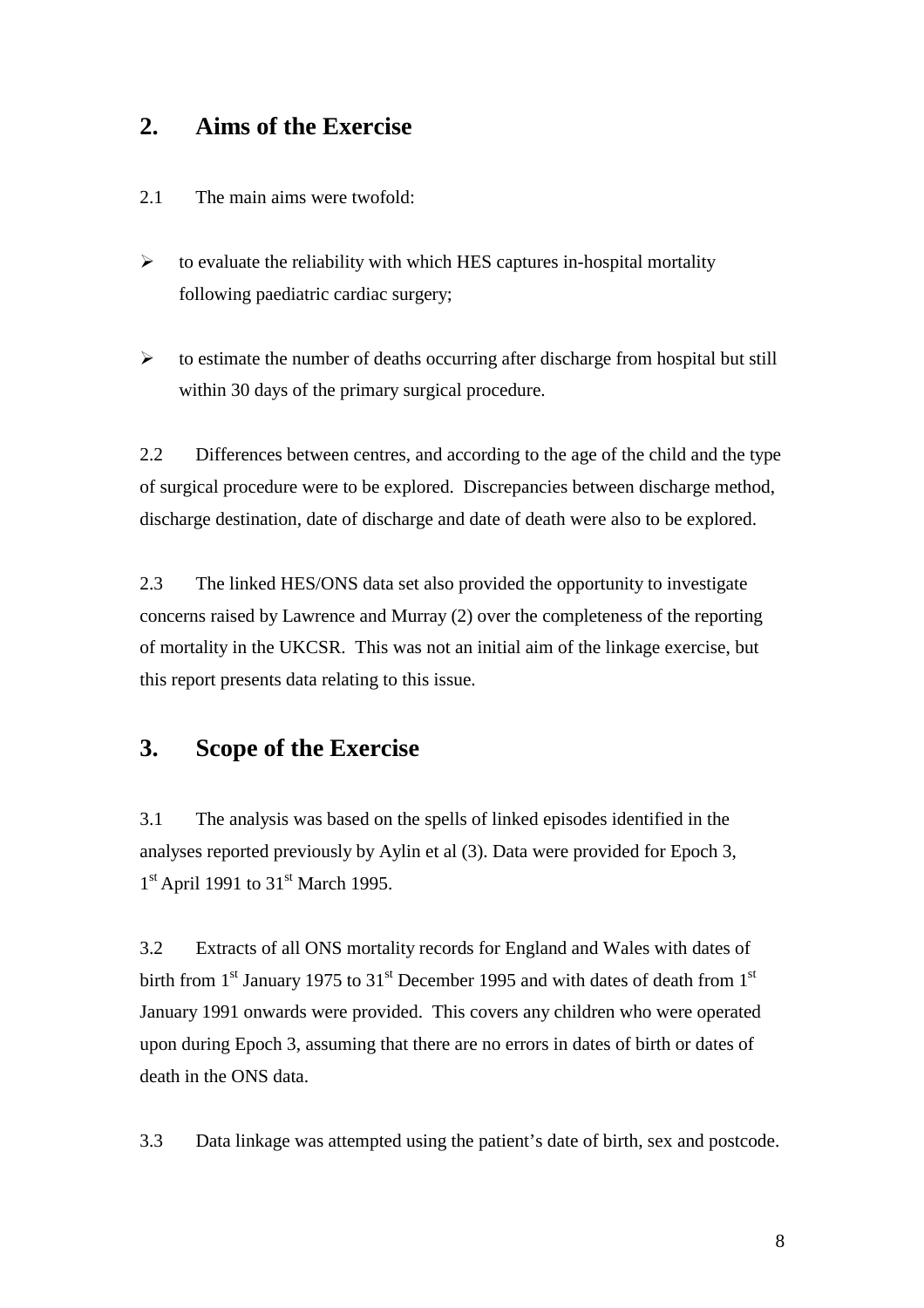## 2. Aims of the Exercise

2.1 The main aims were twofold:

- to evaluate the reliability with which HES captures in-hospital mortality following paediatric cardiac surgery;
- to estimate the number of deaths occurring after discharge from hospital but still within 30 days of the primary surgical procedure.

2.2 Differences between centres, and according to the age of the child and the type of surgical procedure were to be explored. Discrepancies between discharge method, discharge destination, date of discharge and date of death were also to be explored.

2.3 The linked HES/ONS data set also provided the opportunity to investigate concerns raised by Lawrence and Murray (2) over the completeness of the reporting of mortality in the UKCSR. This was not an initial aim of the linkage exercise, but this report presents data relating to this issue.

## 3. Scope of the Exercise

3.1 The analysis was based on the spells of linked episodes identified in the analyses reported previously by Aylin et al (3). Data were provided for Epoch 3, 1st April 1991 to 31st March 1995.

3.2 Extracts of all ONS mortality records for England and Wales with dates of birth from 1st January 1975 to 31st December 1995 and with dates of death from 1st January 1991 onwards were provided. This covers any children who were operated upon during Epoch 3, assuming that there are no errors in dates of birth or dates of death in the ONS data.

3.3 Data linkage was attempted using the patient's date of birth, sex and postcode.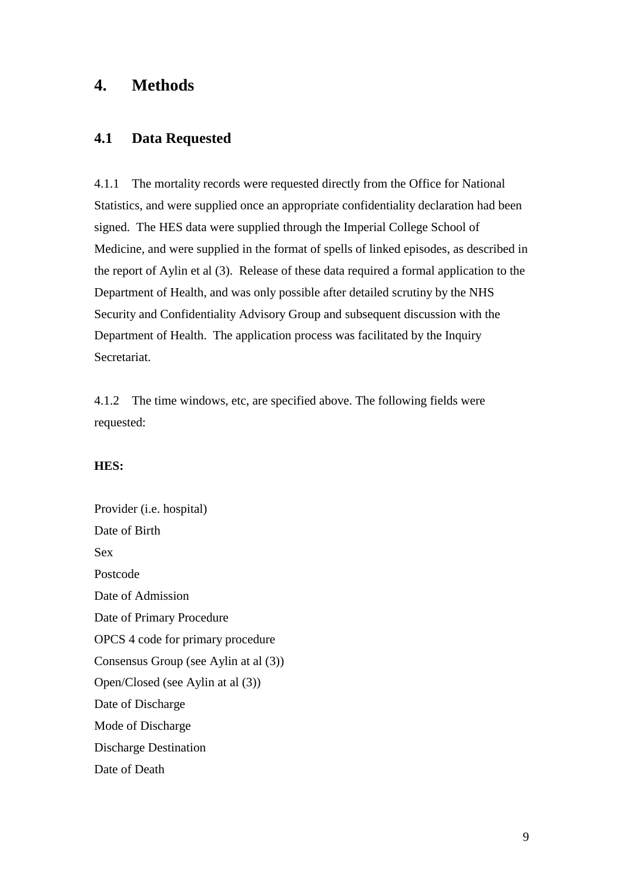# 4. Methods

## 4.1 Data Requested

4.1.1 The mortality records were requested directly from the Office for National Statistics, and were supplied once an appropriate confidentiality declaration had been signed. The HES data were supplied through the Imperial College School of Medicine, and were supplied in the format of spells of linked episodes, as described in the report of Aylin et al (3). Release of these data required a formal application to the Department of Health, and was only possible after detailed scrutiny by the NHS Security and Confidentiality Advisory Group and subsequent discussion with the Department of Health. The application process was facilitated by the Inquiry Secretariat.

4.1.2 The time windows, etc, are specified above. The following fields were requested:

**HES:**

Provider (i.e. hospital)
Date of Birth
Sex
Postcode
Date of Admission
Date of Primary Procedure
OPCS 4 code for primary procedure
Consensus Group (see Aylin at al (3))
Open/Closed (see Aylin at al (3))
Date of Discharge
Mode of Discharge
Discharge Destination
Date of Death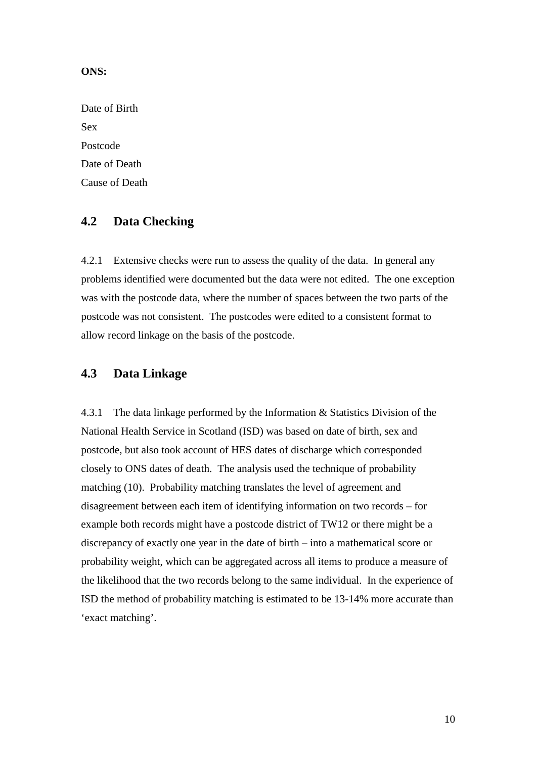**ONS:**

Date of Birth
Sex
Postcode
Date of Death
Cause of Death

## 4.2 Data Checking

4.2.1 Extensive checks were run to assess the quality of the data. In general any problems identified were documented but the data were not edited. The one exception was with the postcode data, where the number of spaces between the two parts of the postcode was not consistent. The postcodes were edited to a consistent format to allow record linkage on the basis of the postcode.

## 4.3 Data Linkage

4.3.1 The data linkage performed by the Information & Statistics Division of the National Health Service in Scotland (ISD) was based on date of birth, sex and postcode, but also took account of HES dates of discharge which corresponded closely to ONS dates of death. The analysis used the technique of probability matching (10). Probability matching translates the level of agreement and disagreement between each item of identifying information on two records – for example both records might have a postcode district of TW12 or there might be a discrepancy of exactly one year in the date of birth – into a mathematical score or probability weight, which can be aggregated across all items to produce a measure of the likelihood that the two records belong to the same individual. In the experience of ISD the method of probability matching is estimated to be 13-14% more accurate than 'exact matching'.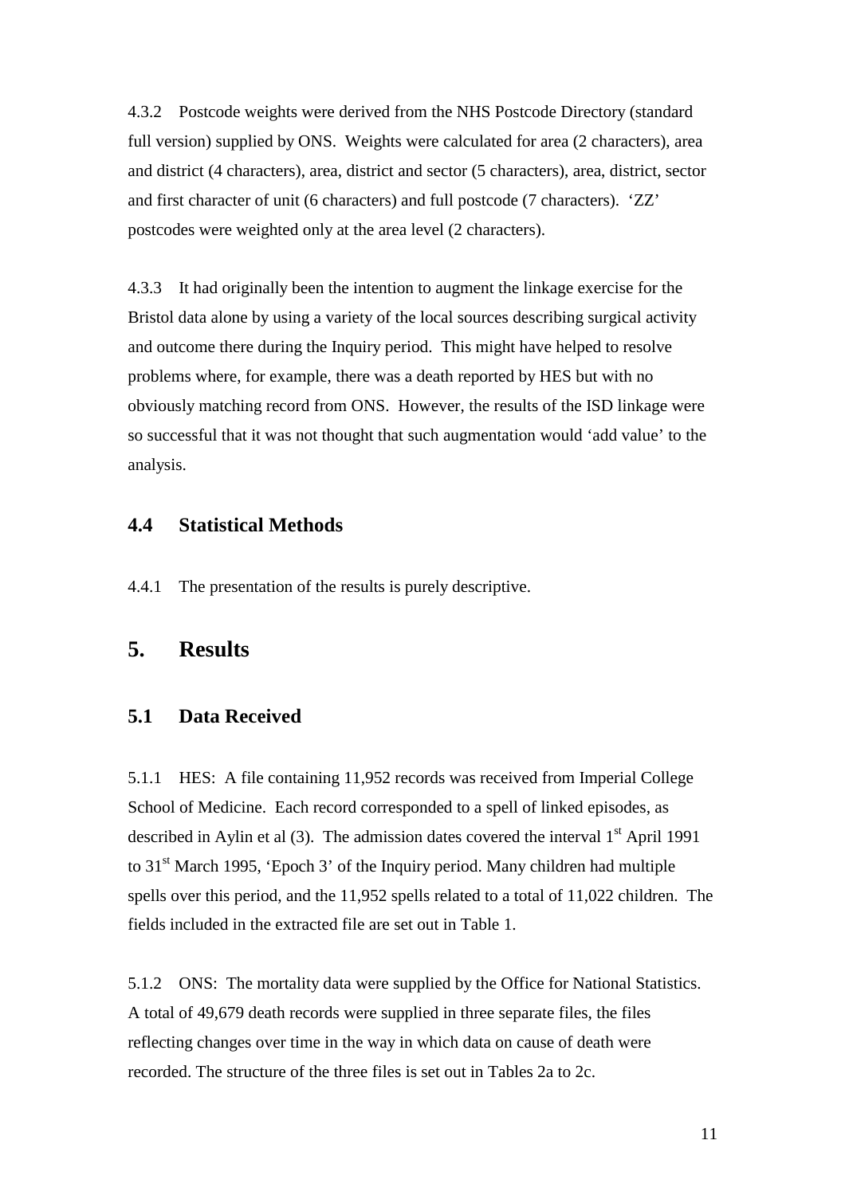4.3.2 Postcode weights were derived from the NHS Postcode Directory (standard full version) supplied by ONS. Weights were calculated for area (2 characters), area and district (4 characters), area, district and sector (5 characters), area, district, sector and first character of unit (6 characters) and full postcode (7 characters). 'ZZ' postcodes were weighted only at the area level (2 characters).

4.3.3 It had originally been the intention to augment the linkage exercise for the Bristol data alone by using a variety of the local sources describing surgical activity and outcome there during the Inquiry period. This might have helped to resolve problems where, for example, there was a death reported by HES but with no obviously matching record from ONS. However, the results of the ISD linkage were so successful that it was not thought that such augmentation would 'add value' to the analysis.

## 4.4 Statistical Methods

4.4.1 The presentation of the results is purely descriptive.

# 5. Results

## 5.1 Data Received

5.1.1 HES: A file containing 11,952 records was received from Imperial College School of Medicine. Each record corresponded to a spell of linked episodes, as described in Aylin et al (3). The admission dates covered the interval 1st April 1991 to 31st March 1995, 'Epoch 3' of the Inquiry period. Many children had multiple spells over this period, and the 11,952 spells related to a total of 11,022 children. The fields included in the extracted file are set out in Table 1.

5.1.2 ONS: The mortality data were supplied by the Office for National Statistics. A total of 49,679 death records were supplied in three separate files, the files reflecting changes over time in the way in which data on cause of death were recorded. The structure of the three files is set out in Tables 2a to 2c.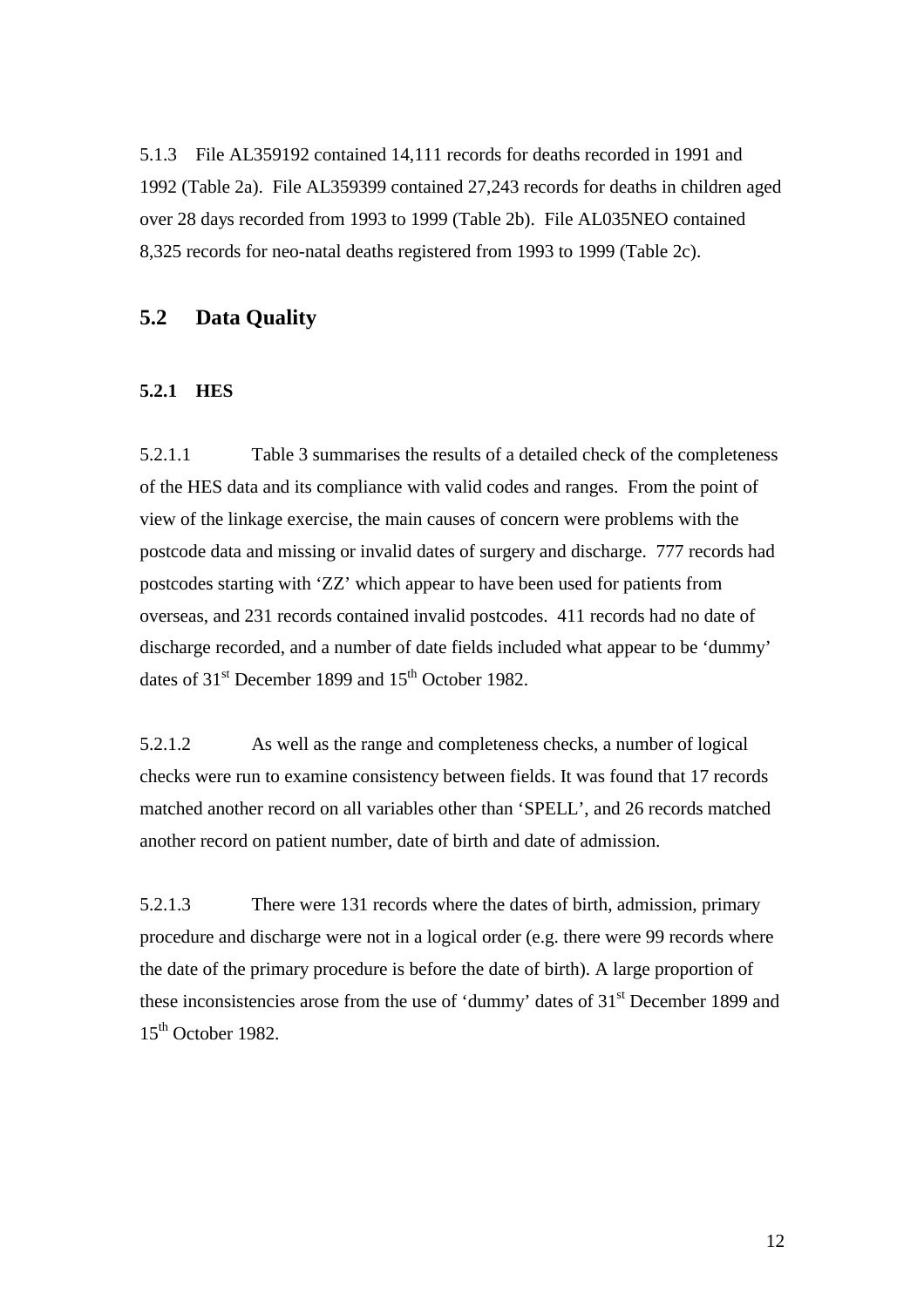5.1.3 File AL359192 contained 14,111 records for deaths recorded in 1991 and 1992 (Table 2a). File AL359399 contained 27,243 records for deaths in children aged over 28 days recorded from 1993 to 1999 (Table 2b). File AL035NEO contained 8,325 records for neo-natal deaths registered from 1993 to 1999 (Table 2c).

## 5.2 Data Quality

### 5.2.1 HES

5.2.1.1 Table 3 summarises the results of a detailed check of the completeness of the HES data and its compliance with valid codes and ranges. From the point of view of the linkage exercise, the main causes of concern were problems with the postcode data and missing or invalid dates of surgery and discharge. 777 records had postcodes starting with 'ZZ' which appear to have been used for patients from overseas, and 231 records contained invalid postcodes. 411 records had no date of discharge recorded, and a number of date fields included what appear to be 'dummy' dates of 31st December 1899 and 15th October 1982.

5.2.1.2 As well as the range and completeness checks, a number of logical checks were run to examine consistency between fields. It was found that 17 records matched another record on all variables other than 'SPELL', and 26 records matched another record on patient number, date of birth and date of admission.

5.2.1.3 There were 131 records where the dates of birth, admission, primary procedure and discharge were not in a logical order (e.g. there were 99 records where the date of the primary procedure is before the date of birth). A large proportion of these inconsistencies arose from the use of 'dummy' dates of 31st December 1899 and 15th October 1982.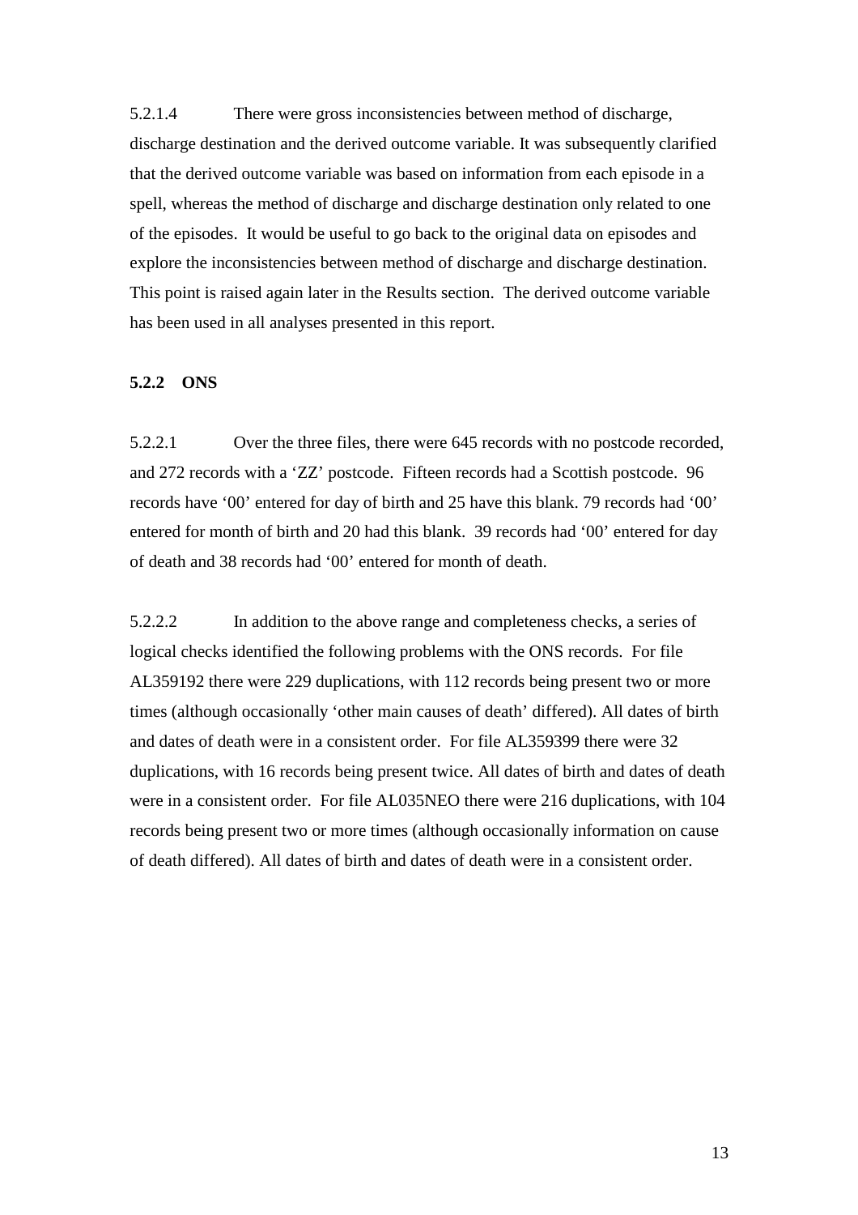5.2.1.4 There were gross inconsistencies between method of discharge, discharge destination and the derived outcome variable. It was subsequently clarified that the derived outcome variable was based on information from each episode in a spell, whereas the method of discharge and discharge destination only related to one of the episodes. It would be useful to go back to the original data on episodes and explore the inconsistencies between method of discharge and discharge destination. This point is raised again later in the Results section. The derived outcome variable has been used in all analyses presented in this report.

### 5.2.2 ONS

5.2.2.1 Over the three files, there were 645 records with no postcode recorded, and 272 records with a 'ZZ' postcode. Fifteen records had a Scottish postcode. 96 records have '00' entered for day of birth and 25 have this blank. 79 records had '00' entered for month of birth and 20 had this blank. 39 records had '00' entered for day of death and 38 records had '00' entered for month of death.

5.2.2.2 In addition to the above range and completeness checks, a series of logical checks identified the following problems with the ONS records. For file AL359192 there were 229 duplications, with 112 records being present two or more times (although occasionally 'other main causes of death' differed). All dates of birth and dates of death were in a consistent order. For file AL359399 there were 32 duplications, with 16 records being present twice. All dates of birth and dates of death were in a consistent order. For file AL035NEO there were 216 duplications, with 104 records being present two or more times (although occasionally information on cause of death differed). All dates of birth and dates of death were in a consistent order.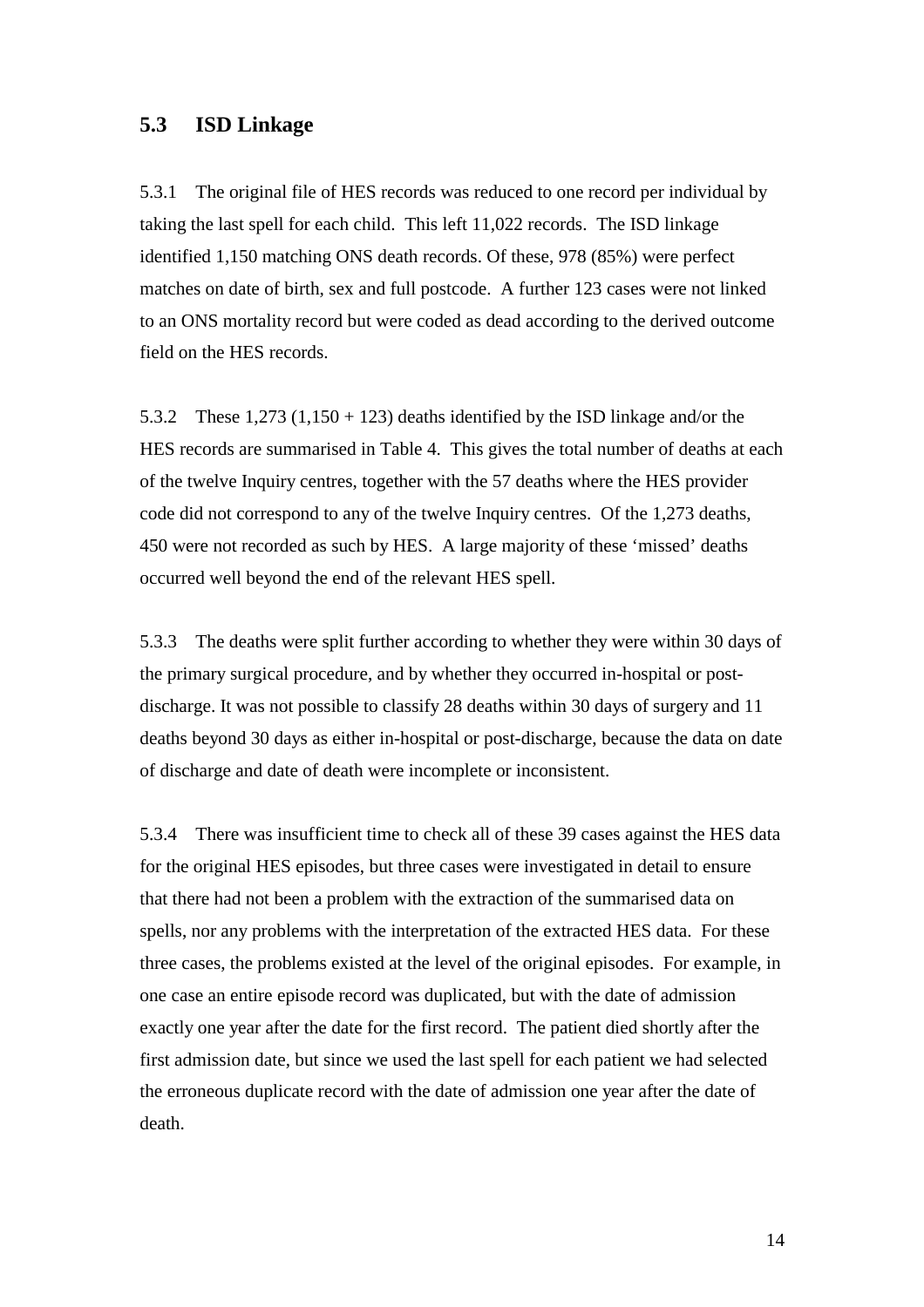## 5.3 ISD Linkage

5.3.1 The original file of HES records was reduced to one record per individual by taking the last spell for each child. This left 11,022 records. The ISD linkage identified 1,150 matching ONS death records. Of these, 978 (85%) were perfect matches on date of birth, sex and full postcode. A further 123 cases were not linked to an ONS mortality record but were coded as dead according to the derived outcome field on the HES records.

5.3.2 These 1,273 (1,150 + 123) deaths identified by the ISD linkage and/or the HES records are summarised in Table 4. This gives the total number of deaths at each of the twelve Inquiry centres, together with the 57 deaths where the HES provider code did not correspond to any of the twelve Inquiry centres. Of the 1,273 deaths, 450 were not recorded as such by HES. A large majority of these 'missed' deaths occurred well beyond the end of the relevant HES spell.

5.3.3 The deaths were split further according to whether they were within 30 days of the primary surgical procedure, and by whether they occurred in-hospital or post-discharge. It was not possible to classify 28 deaths within 30 days of surgery and 11 deaths beyond 30 days as either in-hospital or post-discharge, because the data on date of discharge and date of death were incomplete or inconsistent.

5.3.4 There was insufficient time to check all of these 39 cases against the HES data for the original HES episodes, but three cases were investigated in detail to ensure that there had not been a problem with the extraction of the summarised data on spells, nor any problems with the interpretation of the extracted HES data. For these three cases, the problems existed at the level of the original episodes. For example, in one case an entire episode record was duplicated, but with the date of admission exactly one year after the date for the first record. The patient died shortly after the first admission date, but since we used the last spell for each patient we had selected the erroneous duplicate record with the date of admission one year after the date of death.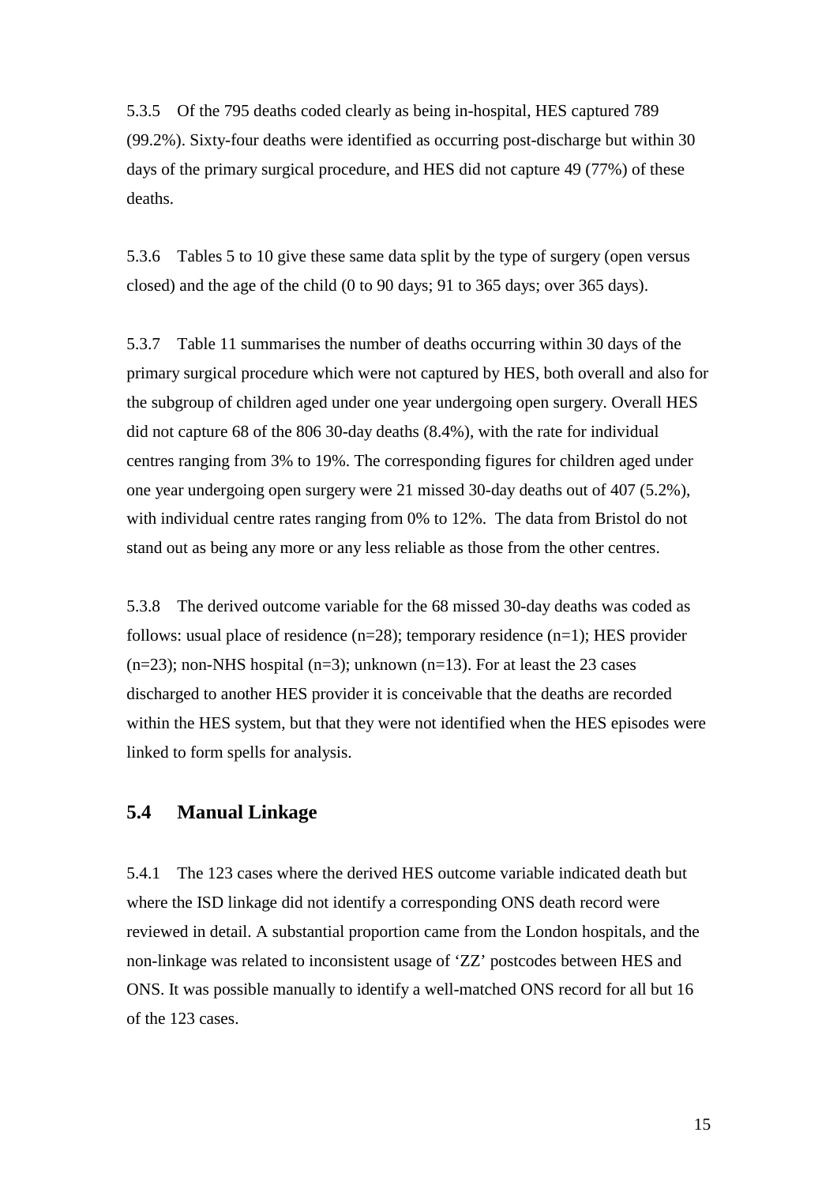5.3.5 Of the 795 deaths coded clearly as being in-hospital, HES captured 789 (99.2%). Sixty-four deaths were identified as occurring post-discharge but within 30 days of the primary surgical procedure, and HES did not capture 49 (77%) of these deaths.

5.3.6 Tables 5 to 10 give these same data split by the type of surgery (open versus closed) and the age of the child (0 to 90 days; 91 to 365 days; over 365 days).

5.3.7 Table 11 summarises the number of deaths occurring within 30 days of the primary surgical procedure which were not captured by HES, both overall and also for the subgroup of children aged under one year undergoing open surgery. Overall HES did not capture 68 of the 806 30-day deaths (8.4%), with the rate for individual centres ranging from 3% to 19%. The corresponding figures for children aged under one year undergoing open surgery were 21 missed 30-day deaths out of 407 (5.2%), with individual centre rates ranging from 0% to 12%. The data from Bristol do not stand out as being any more or any less reliable as those from the other centres.

5.3.8 The derived outcome variable for the 68 missed 30-day deaths was coded as follows: usual place of residence (n=28); temporary residence (n=1); HES provider (n=23); non-NHS hospital (n=3); unknown (n=13). For at least the 23 cases discharged to another HES provider it is conceivable that the deaths are recorded within the HES system, but that they were not identified when the HES episodes were linked to form spells for analysis.

## 5.4 Manual Linkage

5.4.1 The 123 cases where the derived HES outcome variable indicated death but where the ISD linkage did not identify a corresponding ONS death record were reviewed in detail. A substantial proportion came from the London hospitals, and the non-linkage was related to inconsistent usage of 'ZZ' postcodes between HES and ONS. It was possible manually to identify a well-matched ONS record for all but 16 of the 123 cases.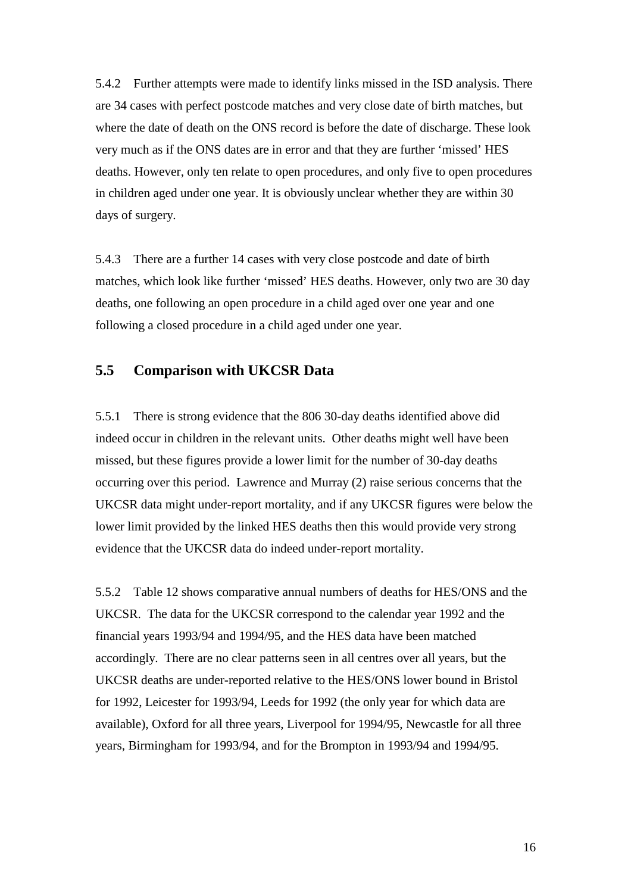5.4.2 Further attempts were made to identify links missed in the ISD analysis. There are 34 cases with perfect postcode matches and very close date of birth matches, but where the date of death on the ONS record is before the date of discharge. These look very much as if the ONS dates are in error and that they are further 'missed' HES deaths. However, only ten relate to open procedures, and only five to open procedures in children aged under one year. It is obviously unclear whether they are within 30 days of surgery.

5.4.3 There are a further 14 cases with very close postcode and date of birth matches, which look like further 'missed' HES deaths. However, only two are 30 day deaths, one following an open procedure in a child aged over one year and one following a closed procedure in a child aged under one year.

## 5.5 Comparison with UKCSR Data

5.5.1 There is strong evidence that the 806 30-day deaths identified above did indeed occur in children in the relevant units. Other deaths might well have been missed, but these figures provide a lower limit for the number of 30-day deaths occurring over this period. Lawrence and Murray (2) raise serious concerns that the UKCSR data might under-report mortality, and if any UKCSR figures were below the lower limit provided by the linked HES deaths then this would provide very strong evidence that the UKCSR data do indeed under-report mortality.

5.5.2 Table 12 shows comparative annual numbers of deaths for HES/ONS and the UKCSR. The data for the UKCSR correspond to the calendar year 1992 and the financial years 1993/94 and 1994/95, and the HES data have been matched accordingly. There are no clear patterns seen in all centres over all years, but the UKCSR deaths are under-reported relative to the HES/ONS lower bound in Bristol for 1992, Leicester for 1993/94, Leeds for 1992 (the only year for which data are available), Oxford for all three years, Liverpool for 1994/95, Newcastle for all three years, Birmingham for 1993/94, and for the Brompton in 1993/94 and 1994/95.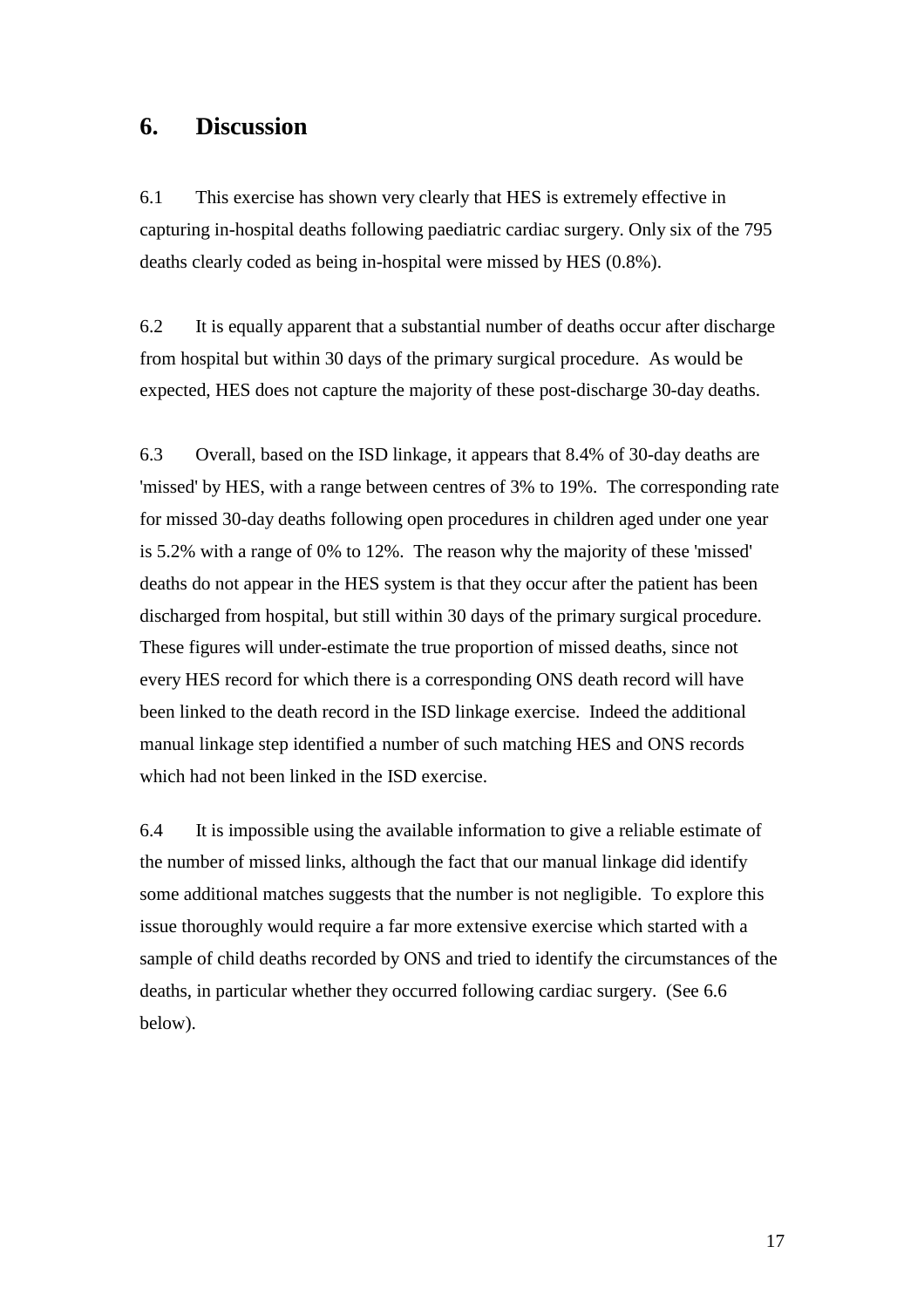# 6. Discussion

6.1 This exercise has shown very clearly that HES is extremely effective in capturing in-hospital deaths following paediatric cardiac surgery. Only six of the 795 deaths clearly coded as being in-hospital were missed by HES (0.8%).

6.2 It is equally apparent that a substantial number of deaths occur after discharge from hospital but within 30 days of the primary surgical procedure. As would be expected, HES does not capture the majority of these post-discharge 30-day deaths.

6.3 Overall, based on the ISD linkage, it appears that 8.4% of 30-day deaths are 'missed' by HES, with a range between centres of 3% to 19%. The corresponding rate for missed 30-day deaths following open procedures in children aged under one year is 5.2% with a range of 0% to 12%. The reason why the majority of these 'missed' deaths do not appear in the HES system is that they occur after the patient has been discharged from hospital, but still within 30 days of the primary surgical procedure. These figures will under-estimate the true proportion of missed deaths, since not every HES record for which there is a corresponding ONS death record will have been linked to the death record in the ISD linkage exercise. Indeed the additional manual linkage step identified a number of such matching HES and ONS records which had not been linked in the ISD exercise.

6.4 It is impossible using the available information to give a reliable estimate of the number of missed links, although the fact that our manual linkage did identify some additional matches suggests that the number is not negligible. To explore this issue thoroughly would require a far more extensive exercise which started with a sample of child deaths recorded by ONS and tried to identify the circumstances of the deaths, in particular whether they occurred following cardiac surgery. (See 6.6 below).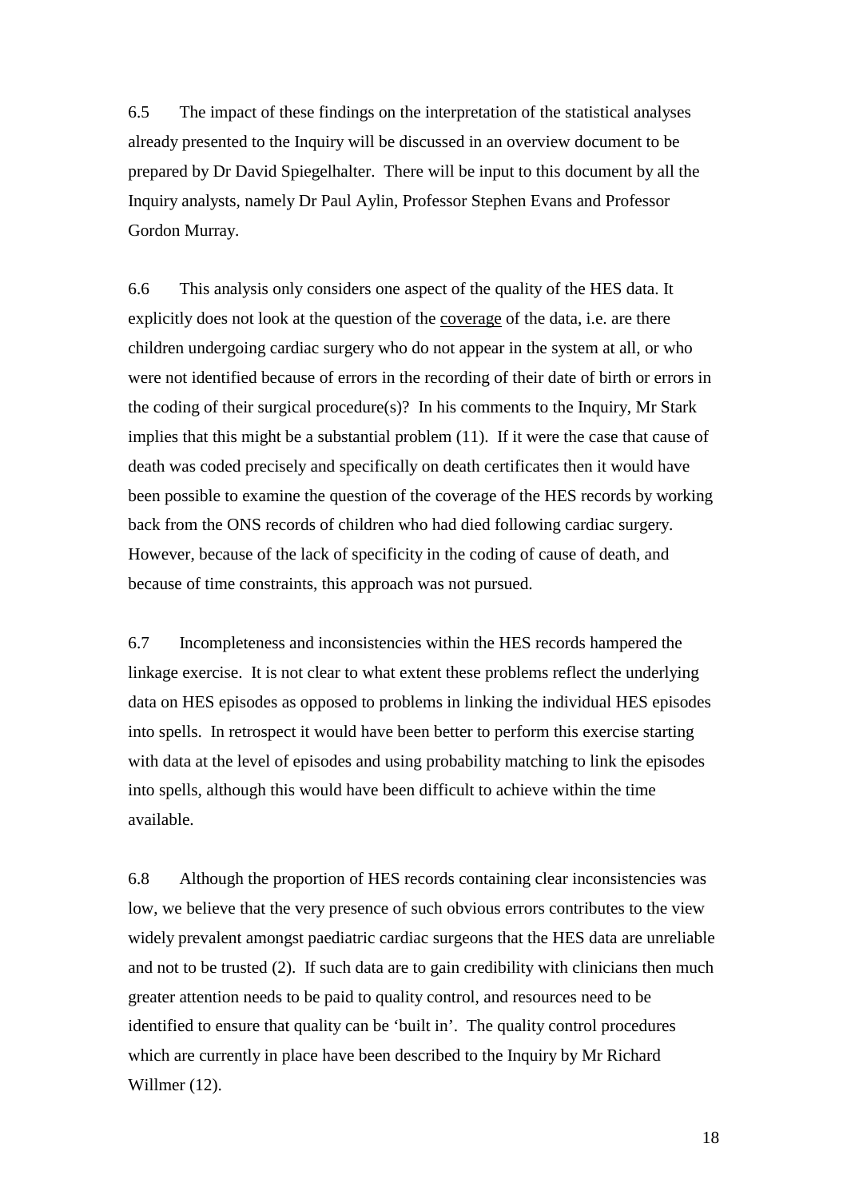6.5 The impact of these findings on the interpretation of the statistical analyses already presented to the Inquiry will be discussed in an overview document to be prepared by Dr David Spiegelhalter. There will be input to this document by all the Inquiry analysts, namely Dr Paul Aylin, Professor Stephen Evans and Professor Gordon Murray.

6.6 This analysis only considers one aspect of the quality of the HES data. It explicitly does not look at the question of the <u>coverage</u> of the data, i.e. are there children undergoing cardiac surgery who do not appear in the system at all, or who were not identified because of errors in the recording of their date of birth or errors in the coding of their surgical procedure(s)? In his comments to the Inquiry, Mr Stark implies that this might be a substantial problem (11). If it were the case that cause of death was coded precisely and specifically on death certificates then it would have been possible to examine the question of the coverage of the HES records by working back from the ONS records of children who had died following cardiac surgery. However, because of the lack of specificity in the coding of cause of death, and because of time constraints, this approach was not pursued.

6.7 Incompleteness and inconsistencies within the HES records hampered the linkage exercise. It is not clear to what extent these problems reflect the underlying data on HES episodes as opposed to problems in linking the individual HES episodes into spells. In retrospect it would have been better to perform this exercise starting with data at the level of episodes and using probability matching to link the episodes into spells, although this would have been difficult to achieve within the time available.

6.8 Although the proportion of HES records containing clear inconsistencies was low, we believe that the very presence of such obvious errors contributes to the view widely prevalent amongst paediatric cardiac surgeons that the HES data are unreliable and not to be trusted (2). If such data are to gain credibility with clinicians then much greater attention needs to be paid to quality control, and resources need to be identified to ensure that quality can be 'built in'. The quality control procedures which are currently in place have been described to the Inquiry by Mr Richard Willmer (12).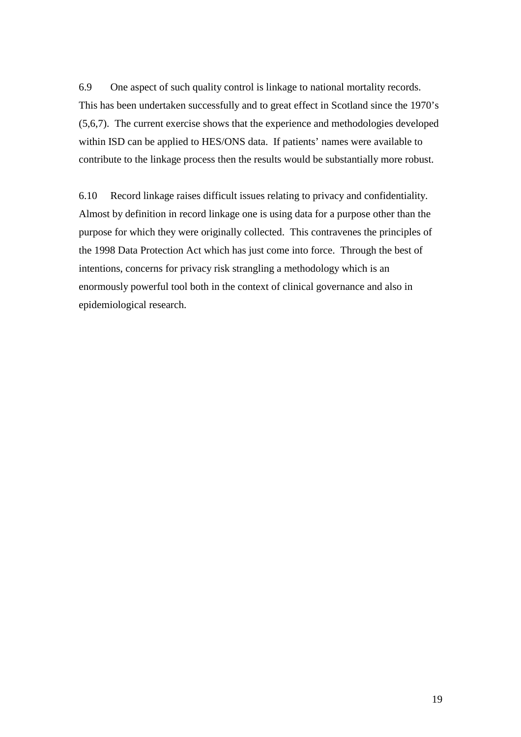6.9 One aspect of such quality control is linkage to national mortality records. This has been undertaken successfully and to great effect in Scotland since the 1970's (5,6,7). The current exercise shows that the experience and methodologies developed within ISD can be applied to HES/ONS data. If patients' names were available to contribute to the linkage process then the results would be substantially more robust.

6.10 Record linkage raises difficult issues relating to privacy and confidentiality. Almost by definition in record linkage one is using data for a purpose other than the purpose for which they were originally collected. This contravenes the principles of the 1998 Data Protection Act which has just come into force. Through the best of intentions, concerns for privacy risk strangling a methodology which is an enormously powerful tool both in the context of clinical governance and also in epidemiological research.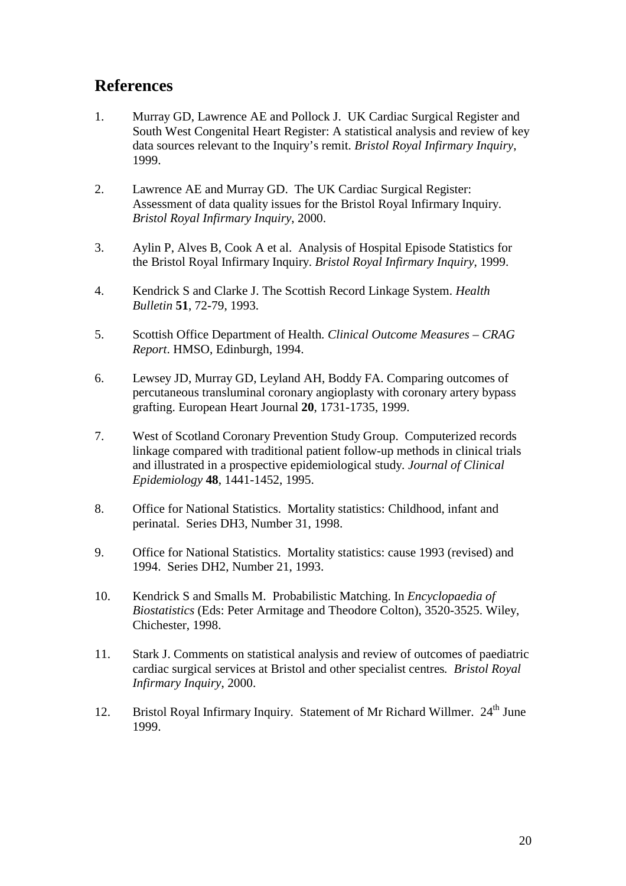## References

1. Murray GD, Lawrence AE and Pollock J. UK Cardiac Surgical Register and South West Congenital Heart Register: A statistical analysis and review of key data sources relevant to the Inquiry's remit. *Bristol Royal Infirmary Inquiry*, 1999.

2. Lawrence AE and Murray GD. The UK Cardiac Surgical Register: Assessment of data quality issues for the Bristol Royal Infirmary Inquiry. *Bristol Royal Infirmary Inquiry*, 2000.

3. Aylin P, Alves B, Cook A et al. Analysis of Hospital Episode Statistics for the Bristol Royal Infirmary Inquiry. *Bristol Royal Infirmary Inquiry*, 1999.

4. Kendrick S and Clarke J. The Scottish Record Linkage System. *Health Bulletin* **51**, 72-79, 1993.

5. Scottish Office Department of Health. *Clinical Outcome Measures – CRAG Report*. HMSO, Edinburgh, 1994.

6. Lewsey JD, Murray GD, Leyland AH, Boddy FA. Comparing outcomes of percutaneous transluminal coronary angioplasty with coronary artery bypass grafting. European Heart Journal **20**, 1731-1735, 1999.

7. West of Scotland Coronary Prevention Study Group. Computerized records linkage compared with traditional patient follow-up methods in clinical trials and illustrated in a prospective epidemiological study. *Journal of Clinical Epidemiology* **48**, 1441-1452, 1995.

8. Office for National Statistics. Mortality statistics: Childhood, infant and perinatal. Series DH3, Number 31, 1998.

9. Office for National Statistics. Mortality statistics: cause 1993 (revised) and 1994. Series DH2, Number 21, 1993.

10. Kendrick S and Smalls M. Probabilistic Matching. In *Encyclopaedia of Biostatistics* (Eds: Peter Armitage and Theodore Colton), 3520-3525. Wiley, Chichester, 1998.

11. Stark J. Comments on statistical analysis and review of outcomes of paediatric cardiac surgical services at Bristol and other specialist centres. *Bristol Royal Infirmary Inquiry*, 2000.

12. Bristol Royal Infirmary Inquiry. Statement of Mr Richard Willmer. 24th June 1999.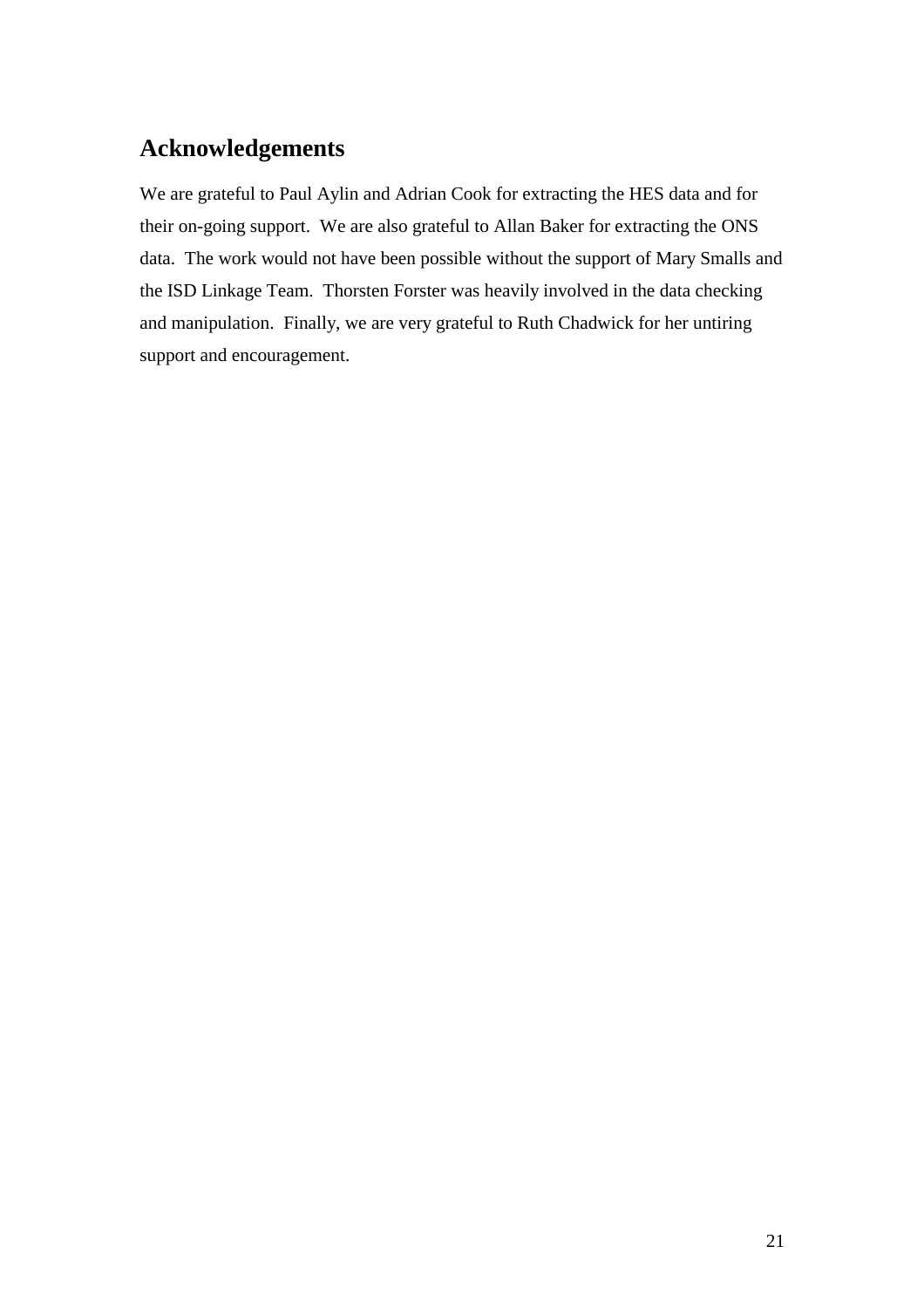## Acknowledgements

We are grateful to Paul Aylin and Adrian Cook for extracting the HES data and for their on-going support. We are also grateful to Allan Baker for extracting the ONS data. The work would not have been possible without the support of Mary Smalls and the ISD Linkage Team. Thorsten Forster was heavily involved in the data checking and manipulation. Finally, we are very grateful to Ruth Chadwick for her untiring support and encouragement.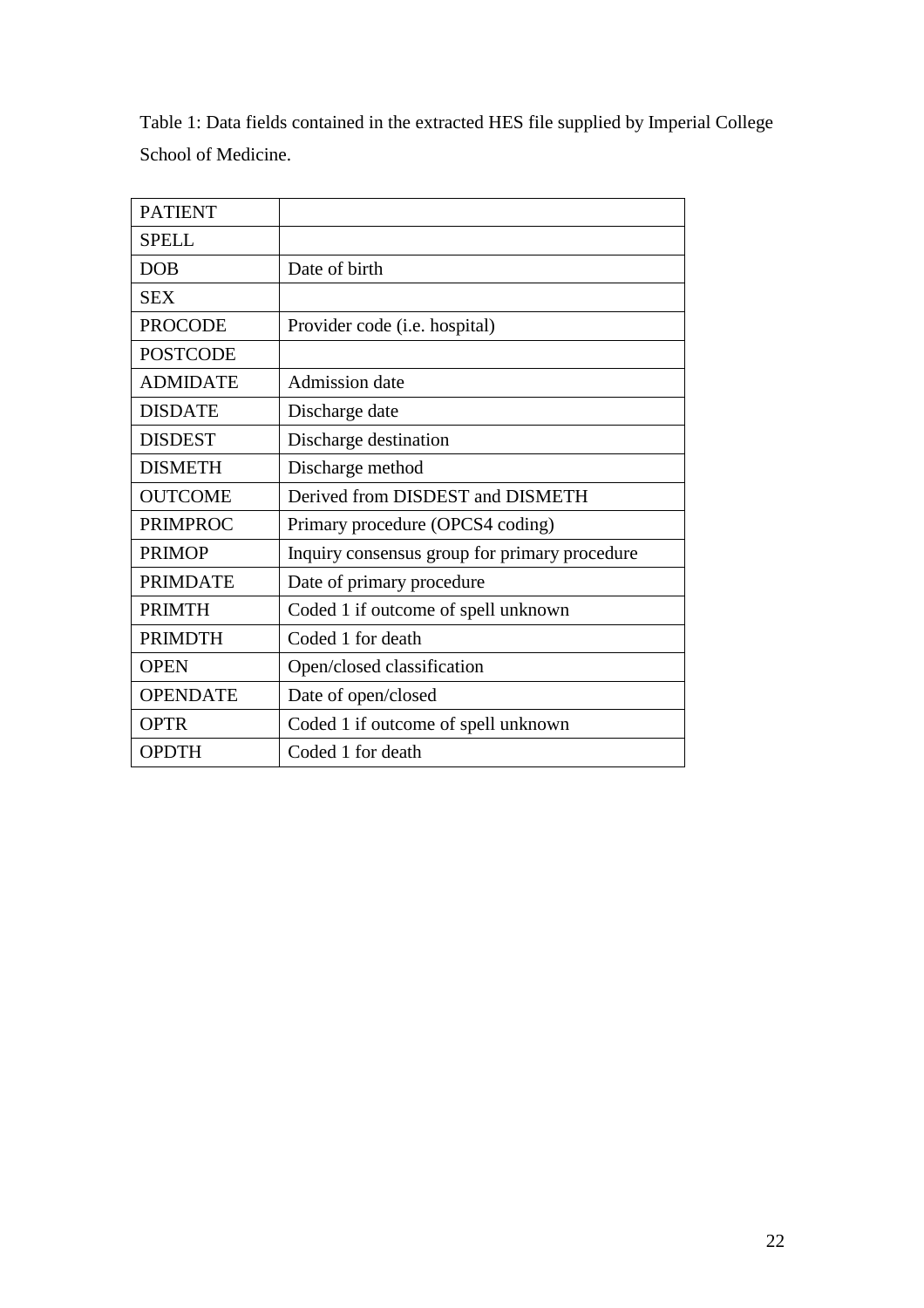Table 1: Data fields contained in the extracted HES file supplied by Imperial College School of Medicine.

| | |
|---|---|
| PATIENT | |
| SPELL | |
| DOB | Date of birth |
| SEX | |
| PROCODE | Provider code (i.e. hospital) |
| POSTCODE | |
| ADMIDATE | Admission date |
| DISDATE | Discharge date |
| DISDEST | Discharge destination |
| DISMETH | Discharge method |
| OUTCOME | Derived from DISDEST and DISMETH |
| PRIMPROC | Primary procedure (OPCS4 coding) |
| PRIMOP | Inquiry consensus group for primary procedure |
| PRIMDATE | Date of primary procedure |
| PRIMTH | Coded 1 if outcome of spell unknown |
| PRIMDTH | Coded 1 for death |
| OPEN | Open/closed classification |
| OPENDATE | Date of open/closed |
| OPTR | Coded 1 if outcome of spell unknown |
| OPDTH | Coded 1 for death |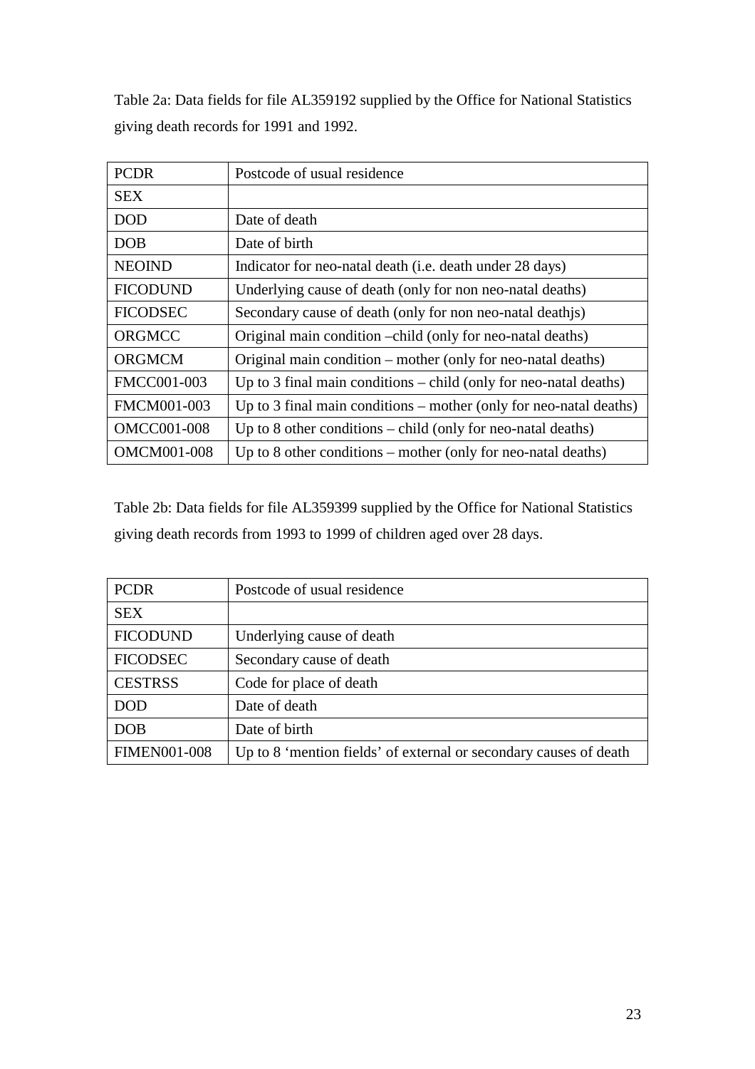Table 2a: Data fields for file AL359192 supplied by the Office for National Statistics giving death records for 1991 and 1992.

| | |
|---|---|
| PCDR | Postcode of usual residence |
| SEX | |
| DOD | Date of death |
| DOB | Date of birth |
| NEOIND | Indicator for neo-natal death (i.e. death under 28 days) |
| FICODUND | Underlying cause of death (only for non neo-natal deaths) |
| FICODSEC | Secondary cause of death (only for non neo-natal deathjs) |
| ORGMCC | Original main condition –child (only for neo-natal deaths) |
| ORGMCM | Original main condition – mother (only for neo-natal deaths) |
| FMCC001-003 | Up to 3 final main conditions – child (only for neo-natal deaths) |
| FMCM001-003 | Up to 3 final main conditions – mother (only for neo-natal deaths) |
| OMCC001-008 | Up to 8 other conditions – child (only for neo-natal deaths) |
| OMCM001-008 | Up to 8 other conditions – mother (only for neo-natal deaths) |

Table 2b: Data fields for file AL359399 supplied by the Office for National Statistics giving death records from 1993 to 1999 of children aged over 28 days.

| | |
|---|---|
| PCDR | Postcode of usual residence |
| SEX | |
| FICODUND | Underlying cause of death |
| FICODSEC | Secondary cause of death |
| CESTRSS | Code for place of death |
| DOD | Date of death |
| DOB | Date of birth |
| FIMEN001-008 | Up to 8 'mention fields' of external or secondary causes of death |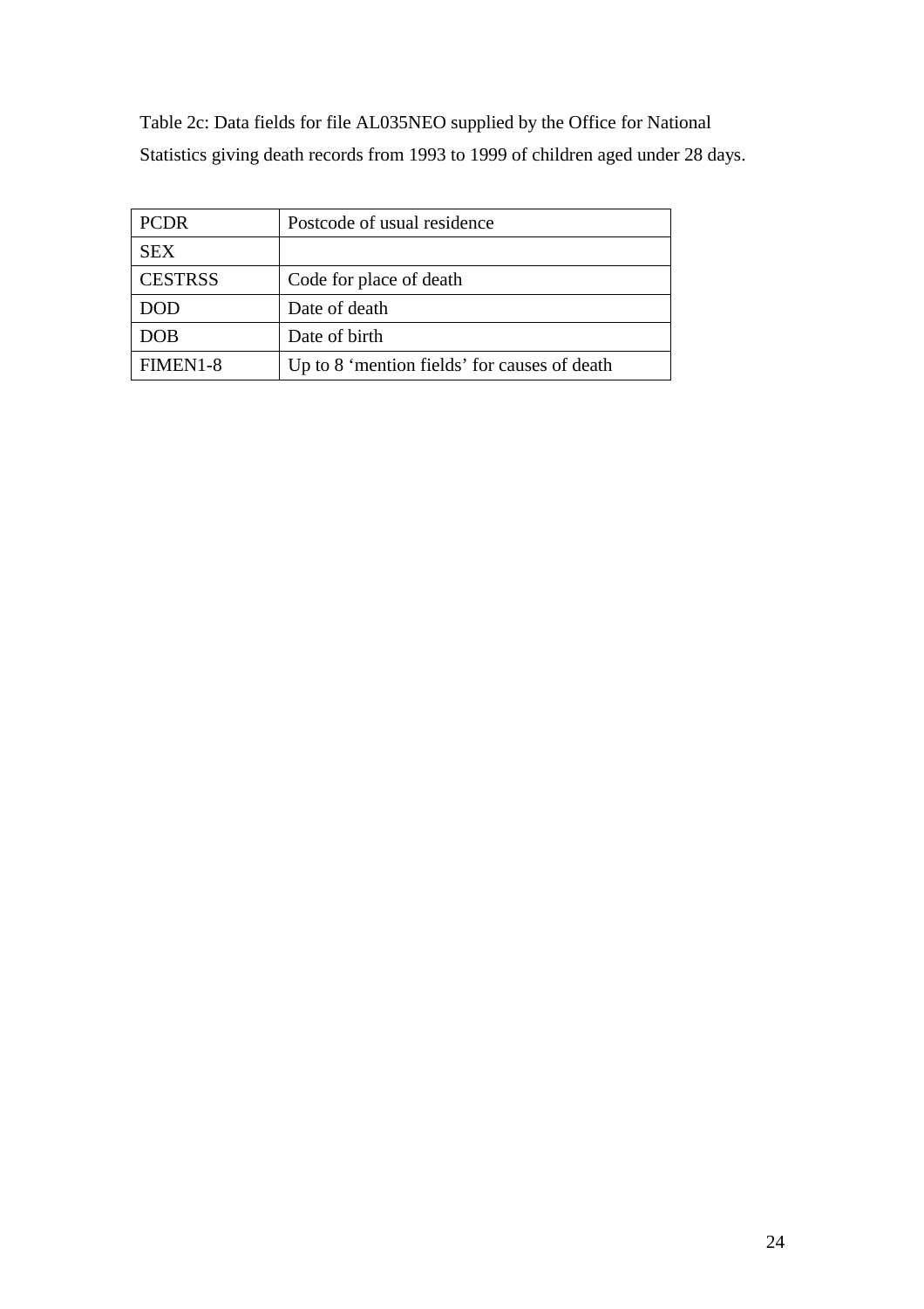Table 2c: Data fields for file AL035NEO supplied by the Office for National Statistics giving death records from 1993 to 1999 of children aged under 28 days.

| PCDR | Postcode of usual residence |
|---|---|
| SEX | |
| CESTRSS | Code for place of death |
| DOD | Date of death |
| DOB | Date of birth |
| FIMEN1-8 | Up to 8 ‘mention fields’ for causes of death |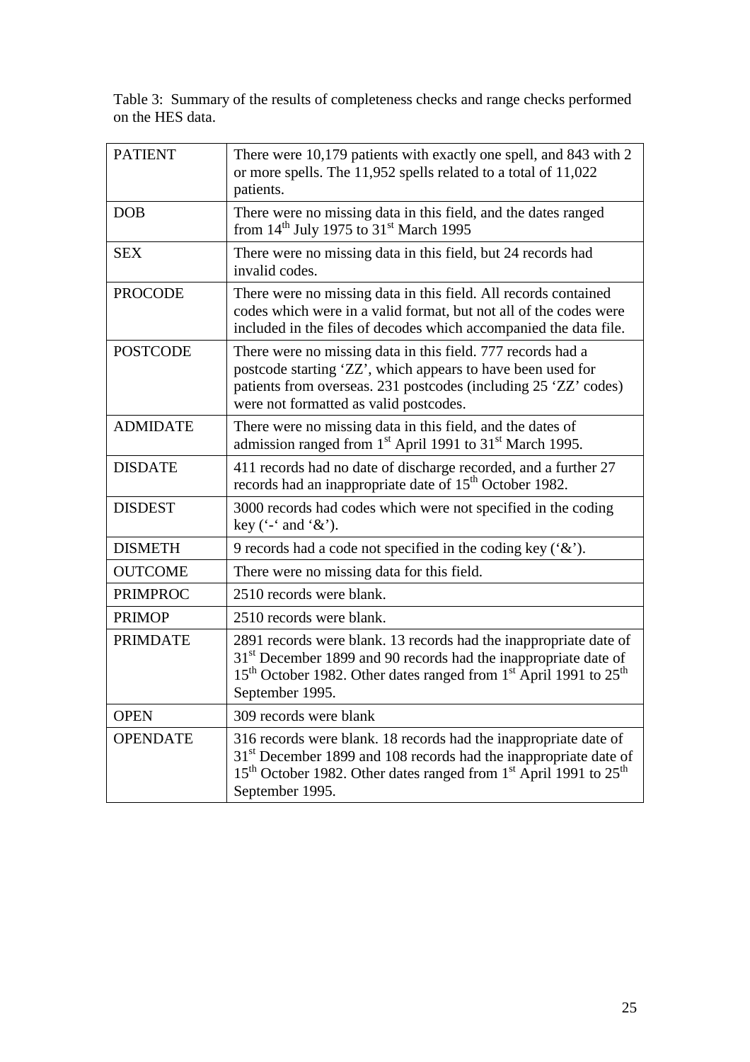Table 3: Summary of the results of completeness checks and range checks performed on the HES data.

| | |
|---|---|
| PATIENT | There were 10,179 patients with exactly one spell, and 843 with 2 or more spells. The 11,952 spells related to a total of 11,022 patients. |
| DOB | There were no missing data in this field, and the dates ranged from 14th July 1975 to 31st March 1995 |
| SEX | There were no missing data in this field, but 24 records had invalid codes. |
| PROCODE | There were no missing data in this field. All records contained codes which were in a valid format, but not all of the codes were included in the files of decodes which accompanied the data file. |
| POSTCODE | There were no missing data in this field. 777 records had a postcode starting 'ZZ', which appears to have been used for patients from overseas. 231 postcodes (including 25 'ZZ' codes) were not formatted as valid postcodes. |
| ADMIDATE | There were no missing data in this field, and the dates of admission ranged from 1st April 1991 to 31st March 1995. |
| DISDATE | 411 records had no date of discharge recorded, and a further 27 records had an inappropriate date of 15th October 1982. |
| DISDEST | 3000 records had codes which were not specified in the coding key ('-' and '&'). |
| DISMETH | 9 records had a code not specified in the coding key ('&'). |
| OUTCOME | There were no missing data for this field. |
| PRIMPROC | 2510 records were blank. |
| PRIMOP | 2510 records were blank. |
| PRIMDATE | 2891 records were blank. 13 records had the inappropriate date of 31st December 1899 and 90 records had the inappropriate date of 15th October 1982. Other dates ranged from 1st April 1991 to 25th September 1995. |
| OPEN | 309 records were blank |
| OPENDATE | 316 records were blank. 18 records had the inappropriate date of 31st December 1899 and 108 records had the inappropriate date of 15th October 1982. Other dates ranged from 1st April 1991 to 25th September 1995. |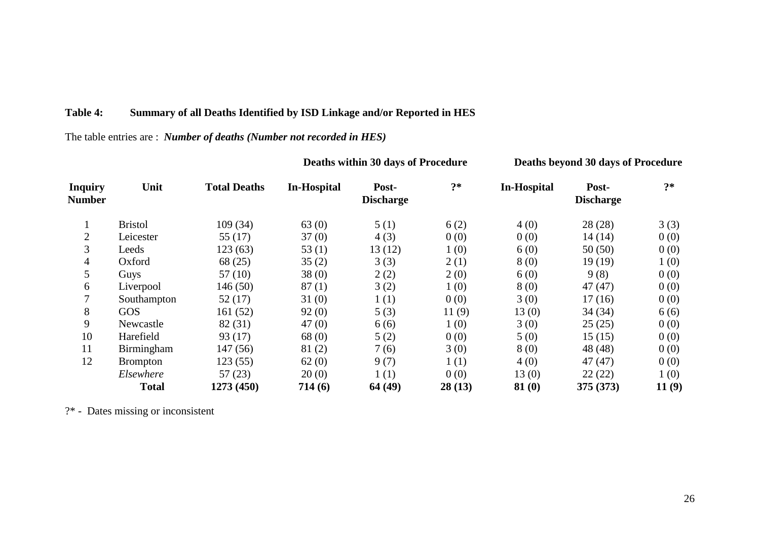**Table 4: Summary of all Deaths Identified by ISD Linkage and/or Reported in HES**

The table entries are : ***Number of deaths (Number not recorded in HES)***

| | | | Deaths within 30 days of Procedure | | | Deaths beyond 30 days of Procedure | | |
|---|---|---|---|---|---|---|---|---|
| **Inquiry Number** | **Unit** | **Total Deaths** | **In-Hospital** | **Post-Discharge** | **?*** | **In-Hospital** | **Post-Discharge** | **?*** |
| 1 | Bristol | 109 (34) | 63 (0) | 5 (1) | 6 (2) | 4 (0) | 28 (28) | 3 (3) |
| 2 | Leicester | 55 (17) | 37 (0) | 4 (3) | 0 (0) | 0 (0) | 14 (14) | 0 (0) |
| 3 | Leeds | 123 (63) | 53 (1) | 13 (12) | 1 (0) | 6 (0) | 50 (50) | 0 (0) |
| 4 | Oxford | 68 (25) | 35 (2) | 3 (3) | 2 (1) | 8 (0) | 19 (19) | 1 (0) |
| 5 | Guys | 57 (10) | 38 (0) | 2 (2) | 2 (0) | 6 (0) | 9 (8) | 0 (0) |
| 6 | Liverpool | 146 (50) | 87 (1) | 3 (2) | 1 (0) | 8 (0) | 47 (47) | 0 (0) |
| 7 | Southampton | 52 (17) | 31 (0) | 1 (1) | 0 (0) | 3 (0) | 17 (16) | 0 (0) |
| 8 | GOS | 161 (52) | 92 (0) | 5 (3) | 11 (9) | 13 (0) | 34 (34) | 6 (6) |
| 9 | Newcastle | 82 (31) | 47 (0) | 6 (6) | 1 (0) | 3 (0) | 25 (25) | 0 (0) |
| 10 | Harefield | 93 (17) | 68 (0) | 5 (2) | 0 (0) | 5 (0) | 15 (15) | 0 (0) |
| 11 | Birmingham | 147 (56) | 81 (2) | 7 (6) | 3 (0) | 8 (0) | 48 (48) | 0 (0) |
| 12 | Brompton | 123 (55) | 62 (0) | 9 (7) | 1 (1) | 4 (0) | 47 (47) | 0 (0) |
| | *Elsewhere* | 57 (23) | 20 (0) | 1 (1) | 0 (0) | 13 (0) | 22 (22) | 1 (0) |
| | **Total** | **1273 (450)** | **714 (6)** | **64 (49)** | **28 (13)** | **81 (0)** | **375 (373)** | **11 (9)** |

?* - Dates missing or inconsistent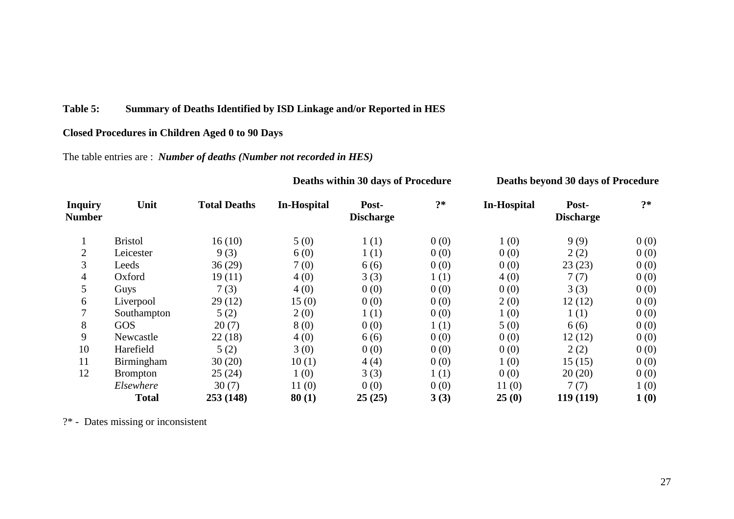**Table 5: Summary of Deaths Identified by ISD Linkage and/or Reported in HES**

**Closed Procedures in Children Aged 0 to 90 Days**

The table entries are : ***Number of deaths (Number not recorded in HES)***

| | | | **Deaths within 30 days of Procedure** | | | **Deaths beyond 30 days of Procedure** | | |
|---|---|---|---|---|---|---|---|---|
| **Inquiry Number** | **Unit** | **Total Deaths** | **In-Hospital** | **Post-Discharge** | **?*** | **In-Hospital** | **Post-Discharge** | **?*** |
| 1 | Bristol | 16 (10) | 5 (0) | 1 (1) | 0 (0) | 1 (0) | 9 (9) | 0 (0) |
| 2 | Leicester | 9 (3) | 6 (0) | 1 (1) | 0 (0) | 0 (0) | 2 (2) | 0 (0) |
| 3 | Leeds | 36 (29) | 7 (0) | 6 (6) | 0 (0) | 0 (0) | 23 (23) | 0 (0) |
| 4 | Oxford | 19 (11) | 4 (0) | 3 (3) | 1 (1) | 4 (0) | 7 (7) | 0 (0) |
| 5 | Guys | 7 (3) | 4 (0) | 0 (0) | 0 (0) | 0 (0) | 3 (3) | 0 (0) |
| 6 | Liverpool | 29 (12) | 15 (0) | 0 (0) | 0 (0) | 2 (0) | 12 (12) | 0 (0) |
| 7 | Southampton | 5 (2) | 2 (0) | 1 (1) | 0 (0) | 1 (0) | 1 (1) | 0 (0) |
| 8 | GOS | 20 (7) | 8 (0) | 0 (0) | 1 (1) | 5 (0) | 6 (6) | 0 (0) |
| 9 | Newcastle | 22 (18) | 4 (0) | 6 (6) | 0 (0) | 0 (0) | 12 (12) | 0 (0) |
| 10 | Harefield | 5 (2) | 3 (0) | 0 (0) | 0 (0) | 0 (0) | 2 (2) | 0 (0) |
| 11 | Birmingham | 30 (20) | 10 (1) | 4 (4) | 0 (0) | 1 (0) | 15 (15) | 0 (0) |
| 12 | Brompton | 25 (24) | 1 (0) | 3 (3) | 1 (1) | 0 (0) | 20 (20) | 0 (0) |
| | *Elsewhere* | 30 (7) | 11 (0) | 0 (0) | 0 (0) | 11 (0) | 7 (7) | 1 (0) |
| | **Total** | **253 (148)** | **80 (1)** | **25 (25)** | **3 (3)** | **25 (0)** | **119 (119)** | **1 (0)** |

?* - Dates missing or inconsistent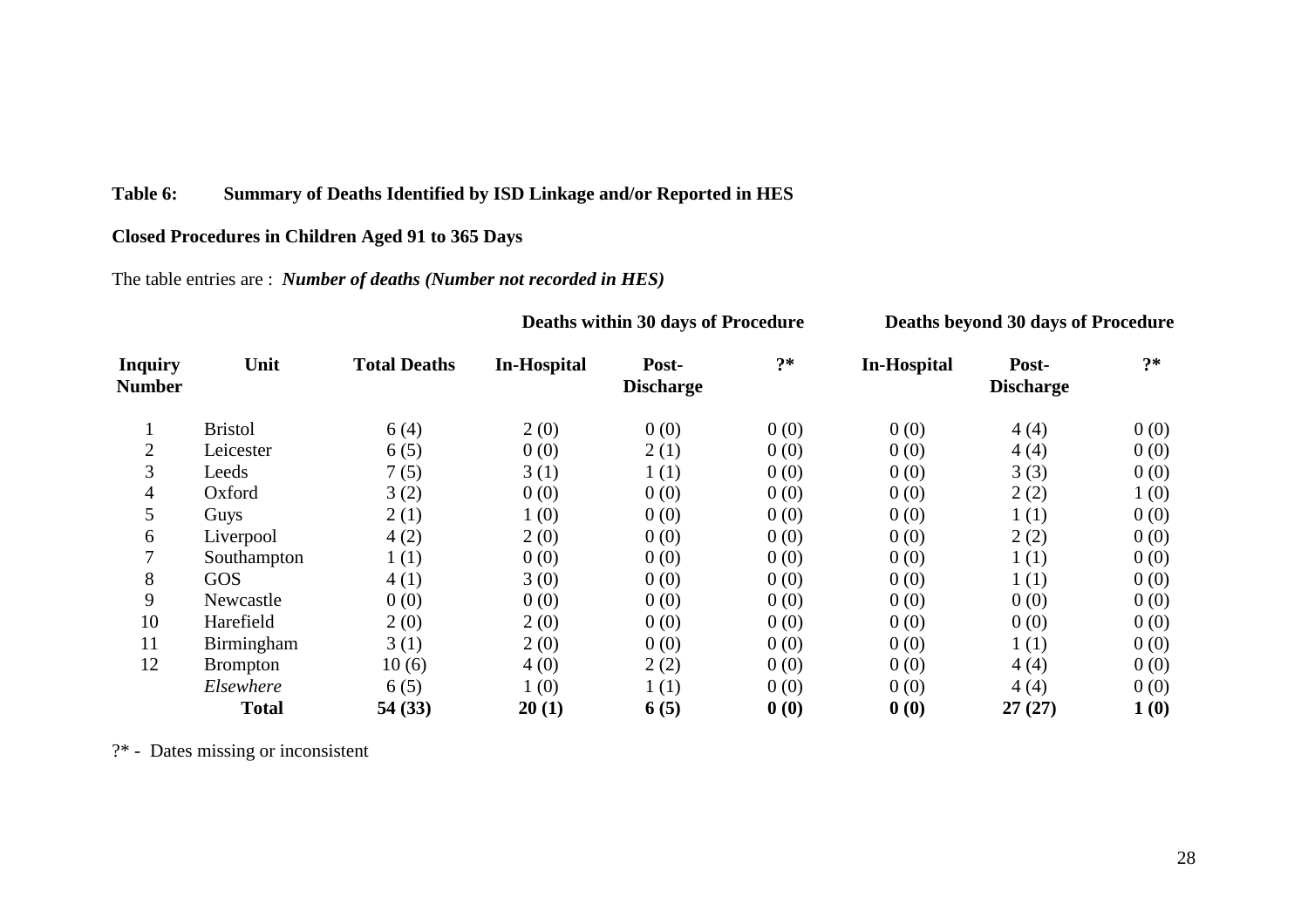**Table 6: Summary of Deaths Identified by ISD Linkage and/or Reported in HES**

**Closed Procedures in Children Aged 91 to 365 Days**

The table entries are : ***Number of deaths (Number not recorded in HES)***

| | | | **Deaths within 30 days of Procedure** | | | **Deaths beyond 30 days of Procedure** | | |
|---|---|---|---|---|---|---|---|---|
| **Inquiry Number** | **Unit** | **Total Deaths** | **In-Hospital** | **Post-Discharge** | **?*** | **In-Hospital** | **Post-Discharge** | **?*** |
| 1 | Bristol | 6 (4) | 2 (0) | 0 (0) | 0 (0) | 0 (0) | 4 (4) | 0 (0) |
| 2 | Leicester | 6 (5) | 0 (0) | 2 (1) | 0 (0) | 0 (0) | 4 (4) | 0 (0) |
| 3 | Leeds | 7 (5) | 3 (1) | 1 (1) | 0 (0) | 0 (0) | 3 (3) | 0 (0) |
| 4 | Oxford | 3 (2) | 0 (0) | 0 (0) | 0 (0) | 0 (0) | 2 (2) | 1 (0) |
| 5 | Guys | 2 (1) | 1 (0) | 0 (0) | 0 (0) | 0 (0) | 1 (1) | 0 (0) |
| 6 | Liverpool | 4 (2) | 2 (0) | 0 (0) | 0 (0) | 0 (0) | 2 (2) | 0 (0) |
| 7 | Southampton | 1 (1) | 0 (0) | 0 (0) | 0 (0) | 0 (0) | 1 (1) | 0 (0) |
| 8 | GOS | 4 (1) | 3 (0) | 0 (0) | 0 (0) | 0 (0) | 1 (1) | 0 (0) |
| 9 | Newcastle | 0 (0) | 0 (0) | 0 (0) | 0 (0) | 0 (0) | 0 (0) | 0 (0) |
| 10 | Harefield | 2 (0) | 2 (0) | 0 (0) | 0 (0) | 0 (0) | 0 (0) | 0 (0) |
| 11 | Birmingham | 3 (1) | 2 (0) | 0 (0) | 0 (0) | 0 (0) | 1 (1) | 0 (0) |
| 12 | Brompton | 10 (6) | 4 (0) | 2 (2) | 0 (0) | 0 (0) | 4 (4) | 0 (0) |
| | *Elsewhere* | 6 (5) | 1 (0) | 1 (1) | 0 (0) | 0 (0) | 4 (4) | 0 (0) |
| | **Total** | **54 (33)** | **20 (1)** | **6 (5)** | **0 (0)** | **0 (0)** | **27 (27)** | **1 (0)** |

?* - Dates missing or inconsistent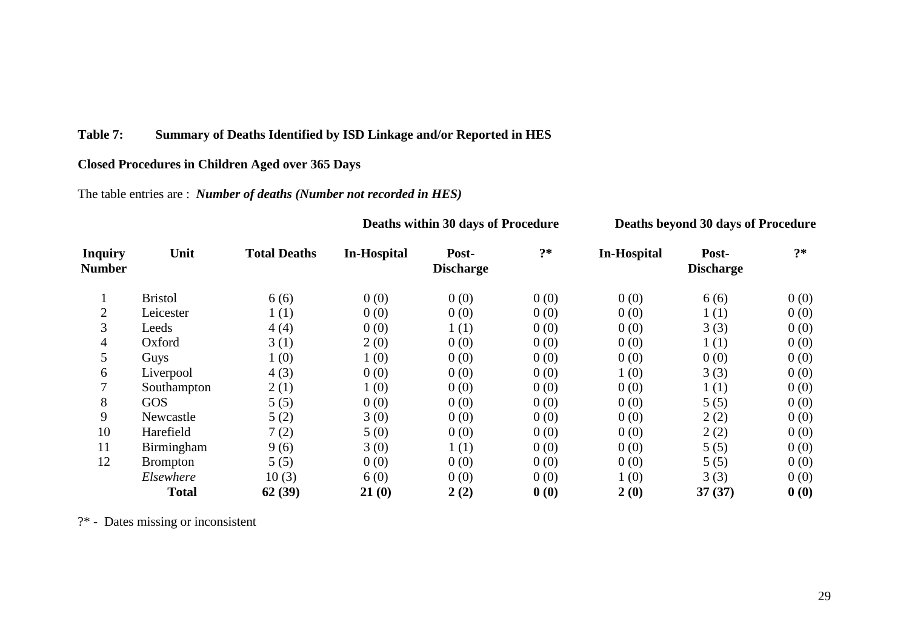**Table 7: Summary of Deaths Identified by ISD Linkage and/or Reported in HES**

**Closed Procedures in Children Aged over 365 Days**

The table entries are : ***Number of deaths (Number not recorded in HES)***

| | | | **Deaths within 30 days of Procedure** | | | **Deaths beyond 30 days of Procedure** | | |
|---|---|---|---|---|---|---|---|---|
| **Inquiry Number** | **Unit** | **Total Deaths** | **In-Hospital** | **Post-Discharge** | **?*** | **In-Hospital** | **Post-Discharge** | **?*** |
| 1 | Bristol | 6 (6) | 0 (0) | 0 (0) | 0 (0) | 0 (0) | 6 (6) | 0 (0) |
| 2 | Leicester | 1 (1) | 0 (0) | 0 (0) | 0 (0) | 0 (0) | 1 (1) | 0 (0) |
| 3 | Leeds | 4 (4) | 0 (0) | 1 (1) | 0 (0) | 0 (0) | 3 (3) | 0 (0) |
| 4 | Oxford | 3 (1) | 2 (0) | 0 (0) | 0 (0) | 0 (0) | 1 (1) | 0 (0) |
| 5 | Guys | 1 (0) | 1 (0) | 0 (0) | 0 (0) | 0 (0) | 0 (0) | 0 (0) |
| 6 | Liverpool | 4 (3) | 0 (0) | 0 (0) | 0 (0) | 1 (0) | 3 (3) | 0 (0) |
| 7 | Southampton | 2 (1) | 1 (0) | 0 (0) | 0 (0) | 0 (0) | 1 (1) | 0 (0) |
| 8 | GOS | 5 (5) | 0 (0) | 0 (0) | 0 (0) | 0 (0) | 5 (5) | 0 (0) |
| 9 | Newcastle | 5 (2) | 3 (0) | 0 (0) | 0 (0) | 0 (0) | 2 (2) | 0 (0) |
| 10 | Harefield | 7 (2) | 5 (0) | 0 (0) | 0 (0) | 0 (0) | 2 (2) | 0 (0) |
| 11 | Birmingham | 9 (6) | 3 (0) | 1 (1) | 0 (0) | 0 (0) | 5 (5) | 0 (0) |
| 12 | Brompton | 5 (5) | 0 (0) | 0 (0) | 0 (0) | 0 (0) | 5 (5) | 0 (0) |
| | *Elsewhere* | 10 (3) | 6 (0) | 0 (0) | 0 (0) | 1 (0) | 3 (3) | 0 (0) |
| | **Total** | **62 (39)** | **21 (0)** | **2 (2)** | **0 (0)** | **2 (0)** | **37 (37)** | **0 (0)** |

?* - Dates missing or inconsistent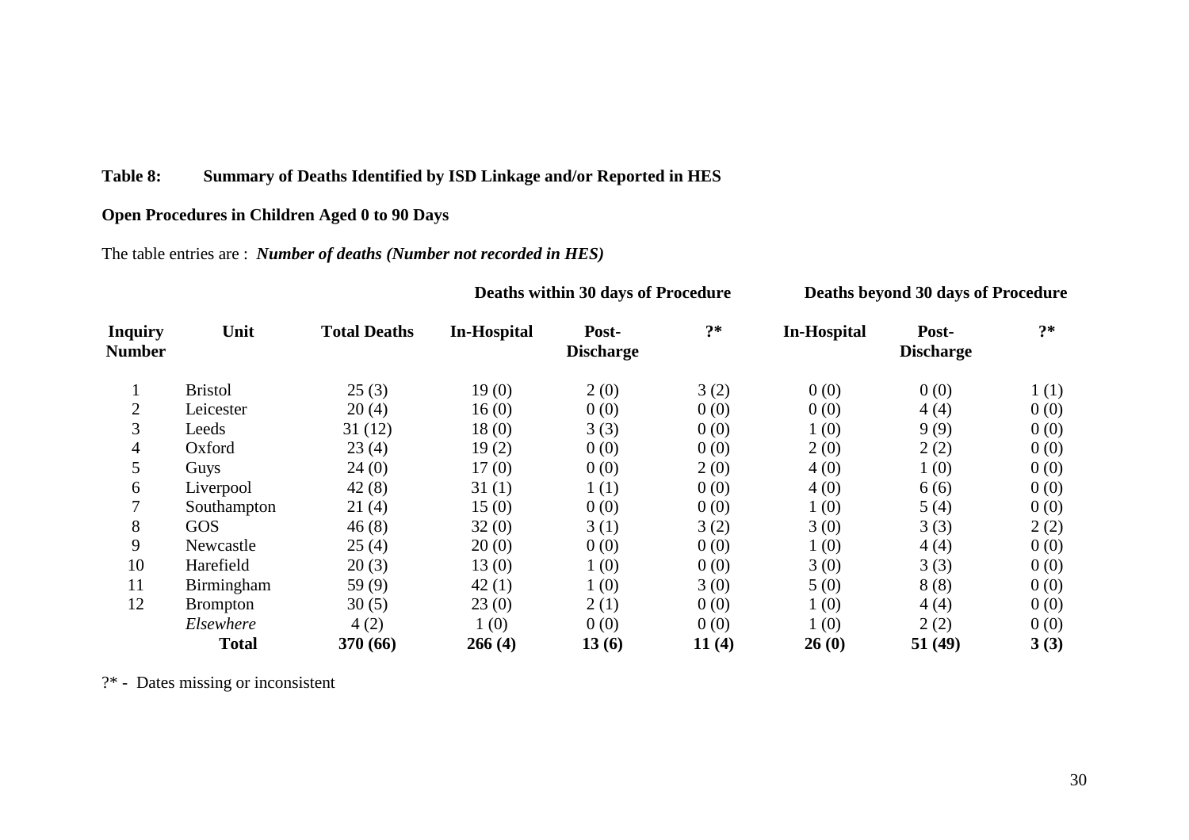**Table 8: Summary of Deaths Identified by ISD Linkage and/or Reported in HES**

**Open Procedures in Children Aged 0 to 90 Days**

The table entries are : ***Number of deaths (Number not recorded in HES)***

| | | | **Deaths within 30 days of Procedure** | | | **Deaths beyond 30 days of Procedure** | | |
|---|---|---|---|---|---|---|---|---|
| **Inquiry Number** | **Unit** | **Total Deaths** | **In-Hospital** | **Post-Discharge** | **?*** | **In-Hospital** | **Post-Discharge** | **?*** |
| 1 | Bristol | 25 (3) | 19 (0) | 2 (0) | 3 (2) | 0 (0) | 0 (0) | 1 (1) |
| 2 | Leicester | 20 (4) | 16 (0) | 0 (0) | 0 (0) | 0 (0) | 4 (4) | 0 (0) |
| 3 | Leeds | 31 (12) | 18 (0) | 3 (3) | 0 (0) | 1 (0) | 9 (9) | 0 (0) |
| 4 | Oxford | 23 (4) | 19 (2) | 0 (0) | 0 (0) | 2 (0) | 2 (2) | 0 (0) |
| 5 | Guys | 24 (0) | 17 (0) | 0 (0) | 2 (0) | 4 (0) | 1 (0) | 0 (0) |
| 6 | Liverpool | 42 (8) | 31 (1) | 1 (1) | 0 (0) | 4 (0) | 6 (6) | 0 (0) |
| 7 | Southampton | 21 (4) | 15 (0) | 0 (0) | 0 (0) | 1 (0) | 5 (4) | 0 (0) |
| 8 | GOS | 46 (8) | 32 (0) | 3 (1) | 3 (2) | 3 (0) | 3 (3) | 2 (2) |
| 9 | Newcastle | 25 (4) | 20 (0) | 0 (0) | 0 (0) | 1 (0) | 4 (4) | 0 (0) |
| 10 | Harefield | 20 (3) | 13 (0) | 1 (0) | 0 (0) | 3 (0) | 3 (3) | 0 (0) |
| 11 | Birmingham | 59 (9) | 42 (1) | 1 (0) | 3 (0) | 5 (0) | 8 (8) | 0 (0) |
| 12 | Brompton | 30 (5) | 23 (0) | 2 (1) | 0 (0) | 1 (0) | 4 (4) | 0 (0) |
| | *Elsewhere* | 4 (2) | 1 (0) | 0 (0) | 0 (0) | 1 (0) | 2 (2) | 0 (0) |
| | **Total** | **370 (66)** | **266 (4)** | **13 (6)** | **11 (4)** | **26 (0)** | **51 (49)** | **3 (3)** |

?* - Dates missing or inconsistent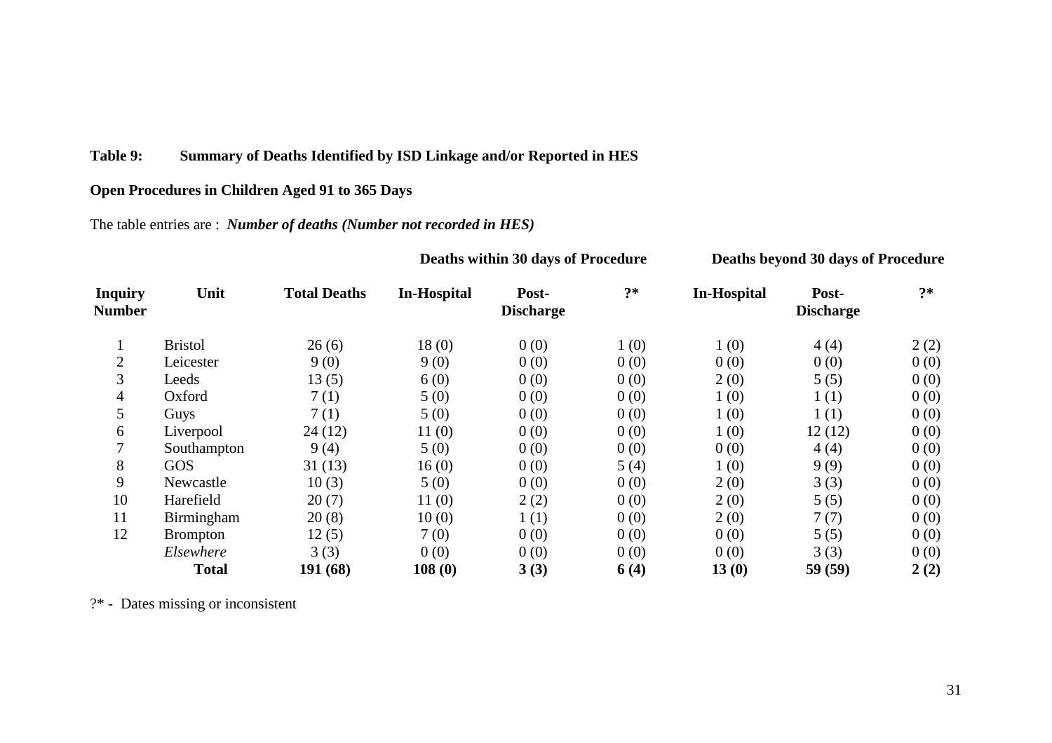**Table 9: Summary of Deaths Identified by ISD Linkage and/or Reported in HES**

**Open Procedures in Children Aged 91 to 365 Days**

The table entries are : ***Number of deaths (Number not recorded in HES)***

| | | | **Deaths within 30 days of Procedure** | | | **Deaths beyond 30 days of Procedure** | | |
|---|---|---|---|---|---|---|---|---|
| **Inquiry Number** | **Unit** | **Total Deaths** | **In-Hospital** | **Post-Discharge** | **?*** | **In-Hospital** | **Post-Discharge** | **?*** |
| 1 | Bristol | 26 (6) | 18 (0) | 0 (0) | 1 (0) | 1 (0) | 4 (4) | 2 (2) |
| 2 | Leicester | 9 (0) | 9 (0) | 0 (0) | 0 (0) | 0 (0) | 0 (0) | 0 (0) |
| 3 | Leeds | 13 (5) | 6 (0) | 0 (0) | 0 (0) | 2 (0) | 5 (5) | 0 (0) |
| 4 | Oxford | 7 (1) | 5 (0) | 0 (0) | 0 (0) | 1 (0) | 1 (1) | 0 (0) |
| 5 | Guys | 7 (1) | 5 (0) | 0 (0) | 0 (0) | 1 (0) | 1 (1) | 0 (0) |
| 6 | Liverpool | 24 (12) | 11 (0) | 0 (0) | 0 (0) | 1 (0) | 12 (12) | 0 (0) |
| 7 | Southampton | 9 (4) | 5 (0) | 0 (0) | 0 (0) | 0 (0) | 4 (4) | 0 (0) |
| 8 | GOS | 31 (13) | 16 (0) | 0 (0) | 5 (4) | 1 (0) | 9 (9) | 0 (0) |
| 9 | Newcastle | 10 (3) | 5 (0) | 0 (0) | 0 (0) | 2 (0) | 3 (3) | 0 (0) |
| 10 | Harefield | 20 (7) | 11 (0) | 2 (2) | 0 (0) | 2 (0) | 5 (5) | 0 (0) |
| 11 | Birmingham | 20 (8) | 10 (0) | 1 (1) | 0 (0) | 2 (0) | 7 (7) | 0 (0) |
| 12 | Brompton | 12 (5) | 7 (0) | 0 (0) | 0 (0) | 0 (0) | 5 (5) | 0 (0) |
| | *Elsewhere* | 3 (3) | 0 (0) | 0 (0) | 0 (0) | 0 (0) | 3 (3) | 0 (0) |
| | **Total** | **191 (68)** | **108 (0)** | **3 (3)** | **6 (4)** | **13 (0)** | **59 (59)** | **2 (2)** |

?* - Dates missing or inconsistent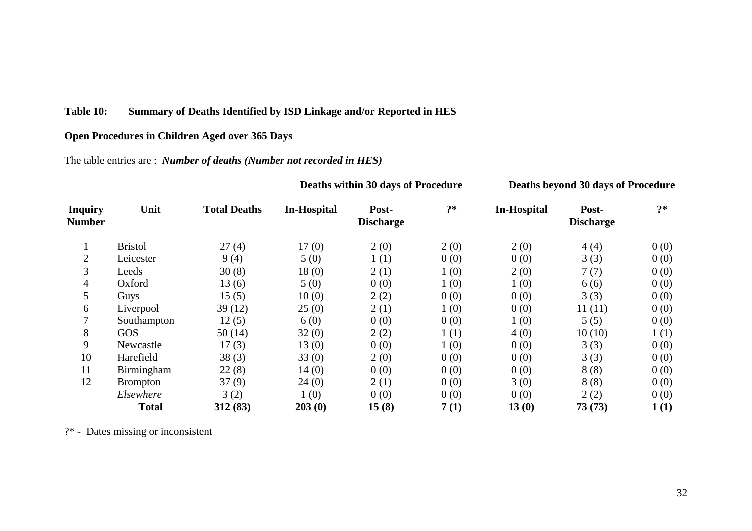**Table 10: Summary of Deaths Identified by ISD Linkage and/or Reported in HES**

**Open Procedures in Children Aged over 365 Days**

The table entries are : ***Number of deaths (Number not recorded in HES)***

| | | | **Deaths within 30 days of Procedure** | | | **Deaths beyond 30 days of Procedure** | | |
|---|---|---|---|---|---|---|---|---|
| **Inquiry Number** | **Unit** | **Total Deaths** | **In-Hospital** | **Post-Discharge** | **?*** | **In-Hospital** | **Post-Discharge** | **?*** |
| 1 | Bristol | 27 (4) | 17 (0) | 2 (0) | 2 (0) | 2 (0) | 4 (4) | 0 (0) |
| 2 | Leicester | 9 (4) | 5 (0) | 1 (1) | 0 (0) | 0 (0) | 3 (3) | 0 (0) |
| 3 | Leeds | 30 (8) | 18 (0) | 2 (1) | 1 (0) | 2 (0) | 7 (7) | 0 (0) |
| 4 | Oxford | 13 (6) | 5 (0) | 0 (0) | 1 (0) | 1 (0) | 6 (6) | 0 (0) |
| 5 | Guys | 15 (5) | 10 (0) | 2 (2) | 0 (0) | 0 (0) | 3 (3) | 0 (0) |
| 6 | Liverpool | 39 (12) | 25 (0) | 2 (1) | 1 (0) | 0 (0) | 11 (11) | 0 (0) |
| 7 | Southampton | 12 (5) | 6 (0) | 0 (0) | 0 (0) | 1 (0) | 5 (5) | 0 (0) |
| 8 | GOS | 50 (14) | 32 (0) | 2 (2) | 1 (1) | 4 (0) | 10 (10) | 1 (1) |
| 9 | Newcastle | 17 (3) | 13 (0) | 0 (0) | 1 (0) | 0 (0) | 3 (3) | 0 (0) |
| 10 | Harefield | 38 (3) | 33 (0) | 2 (0) | 0 (0) | 0 (0) | 3 (3) | 0 (0) |
| 11 | Birmingham | 22 (8) | 14 (0) | 0 (0) | 0 (0) | 0 (0) | 8 (8) | 0 (0) |
| 12 | Brompton | 37 (9) | 24 (0) | 2 (1) | 0 (0) | 3 (0) | 8 (8) | 0 (0) |
| | *Elsewhere* | 3 (2) | 1 (0) | 0 (0) | 0 (0) | 0 (0) | 2 (2) | 0 (0) |
| | **Total** | **312 (83)** | **203 (0)** | **15 (8)** | **7 (1)** | **13 (0)** | **73 (73)** | **1 (1)** |

?* - Dates missing or inconsistent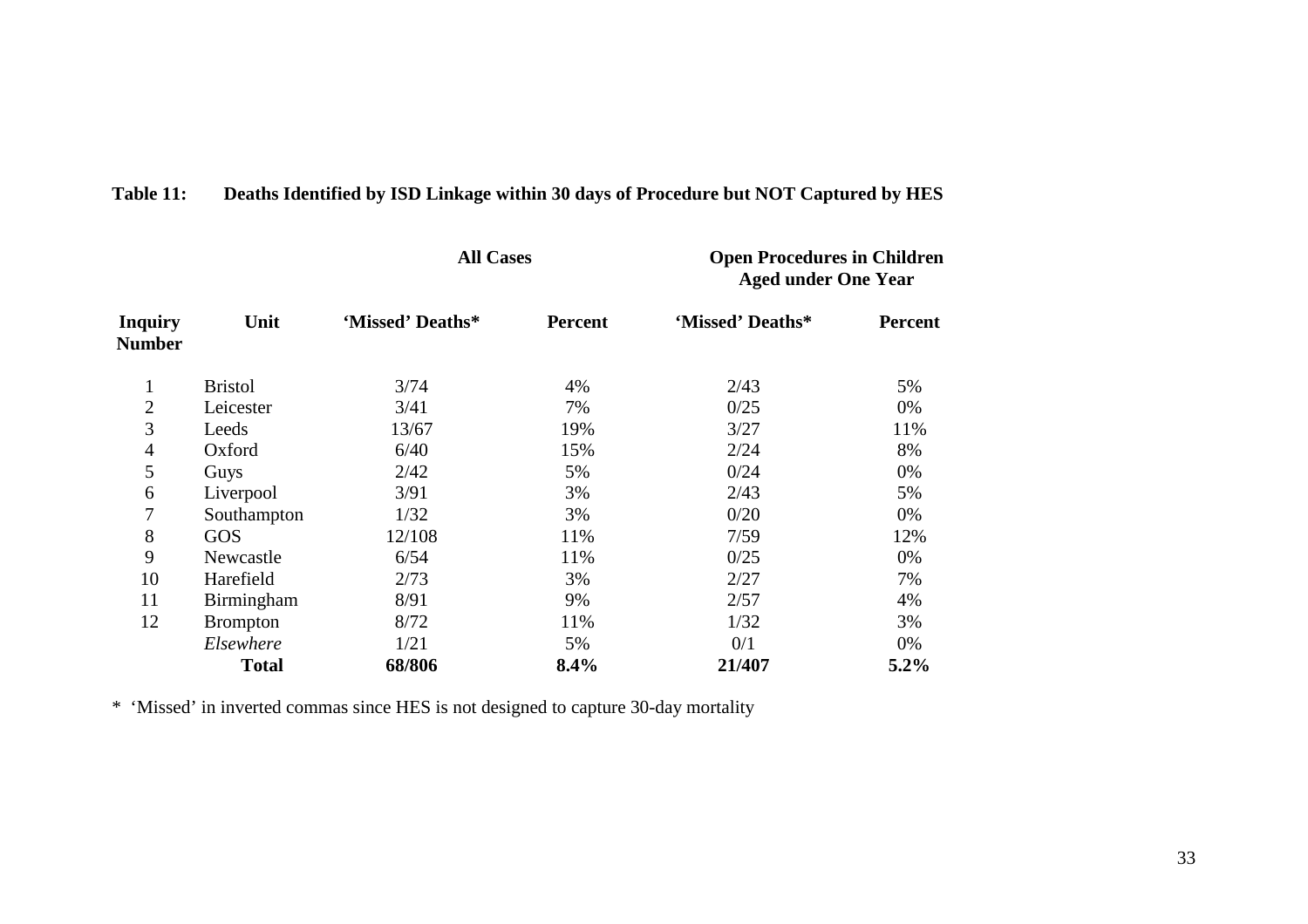**Table 11: Deaths Identified by ISD Linkage within 30 days of Procedure but NOT Captured by HES**

| | | All Cases | | Open Procedures in Children Aged under One Year | |
|---|---|---|---|---|---|
| Inquiry Number | Unit | 'Missed' Deaths* | Percent | 'Missed' Deaths* | Percent |
| 1 | Bristol | 3/74 | 4% | 2/43 | 5% |
| 2 | Leicester | 3/41 | 7% | 0/25 | 0% |
| 3 | Leeds | 13/67 | 19% | 3/27 | 11% |
| 4 | Oxford | 6/40 | 15% | 2/24 | 8% |
| 5 | Guys | 2/42 | 5% | 0/24 | 0% |
| 6 | Liverpool | 3/91 | 3% | 2/43 | 5% |
| 7 | Southampton | 1/32 | 3% | 0/20 | 0% |
| 8 | GOS | 12/108 | 11% | 7/59 | 12% |
| 9 | Newcastle | 6/54 | 11% | 0/25 | 0% |
| 10 | Harefield | 2/73 | 3% | 2/27 | 7% |
| 11 | Birmingham | 8/91 | 9% | 2/57 | 4% |
| 12 | Brompton | 8/72 | 11% | 1/32 | 3% |
| | *Elsewhere* | 1/21 | 5% | 0/1 | 0% |
| | **Total** | **68/806** | **8.4%** | **21/407** | **5.2%** |

* 'Missed' in inverted commas since HES is not designed to capture 30-day mortality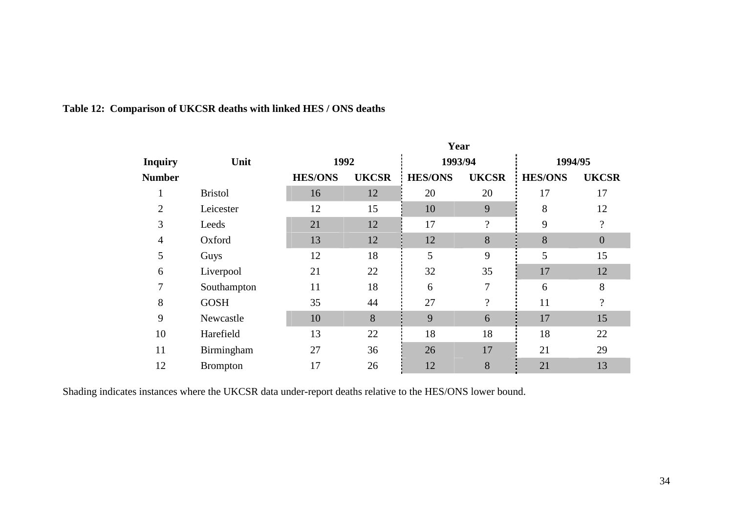**Table 12: Comparison of UKCSR deaths with linked HES / ONS deaths**

| Inquiry Number | Unit | 1992 | | 1993/94 | | 1994/95 | |
|---|---|---|---|---|---|---|---|
| | | HES/ONS | UKCSR | HES/ONS | UKCSR | HES/ONS | UKCSR |
| 1 | Bristol | 16 | 12 | 20 | 20 | 17 | 17 |
| 2 | Leicester | 12 | 15 | 10 | 9 | 8 | 12 |
| 3 | Leeds | 21 | 12 | 17 | ? | 9 | ? |
| 4 | Oxford | 13 | 12 | 12 | 8 | 8 | 0 |
| 5 | Guys | 12 | 18 | 5 | 9 | 5 | 15 |
| 6 | Liverpool | 21 | 22 | 32 | 35 | 17 | 12 |
| 7 | Southampton | 11 | 18 | 6 | 7 | 6 | 8 |
| 8 | GOSH | 35 | 44 | 27 | ? | 11 | ? |
| 9 | Newcastle | 10 | 8 | 9 | 6 | 17 | 15 |
| 10 | Harefield | 13 | 22 | 18 | 18 | 18 | 22 |
| 11 | Birmingham | 27 | 36 | 26 | 17 | 21 | 29 |
| 12 | Brompton | 17 | 26 | 12 | 8 | 21 | 13 |

Shading indicates instances where the UKCSR data under-report deaths relative to the HES/ONS lower bound.